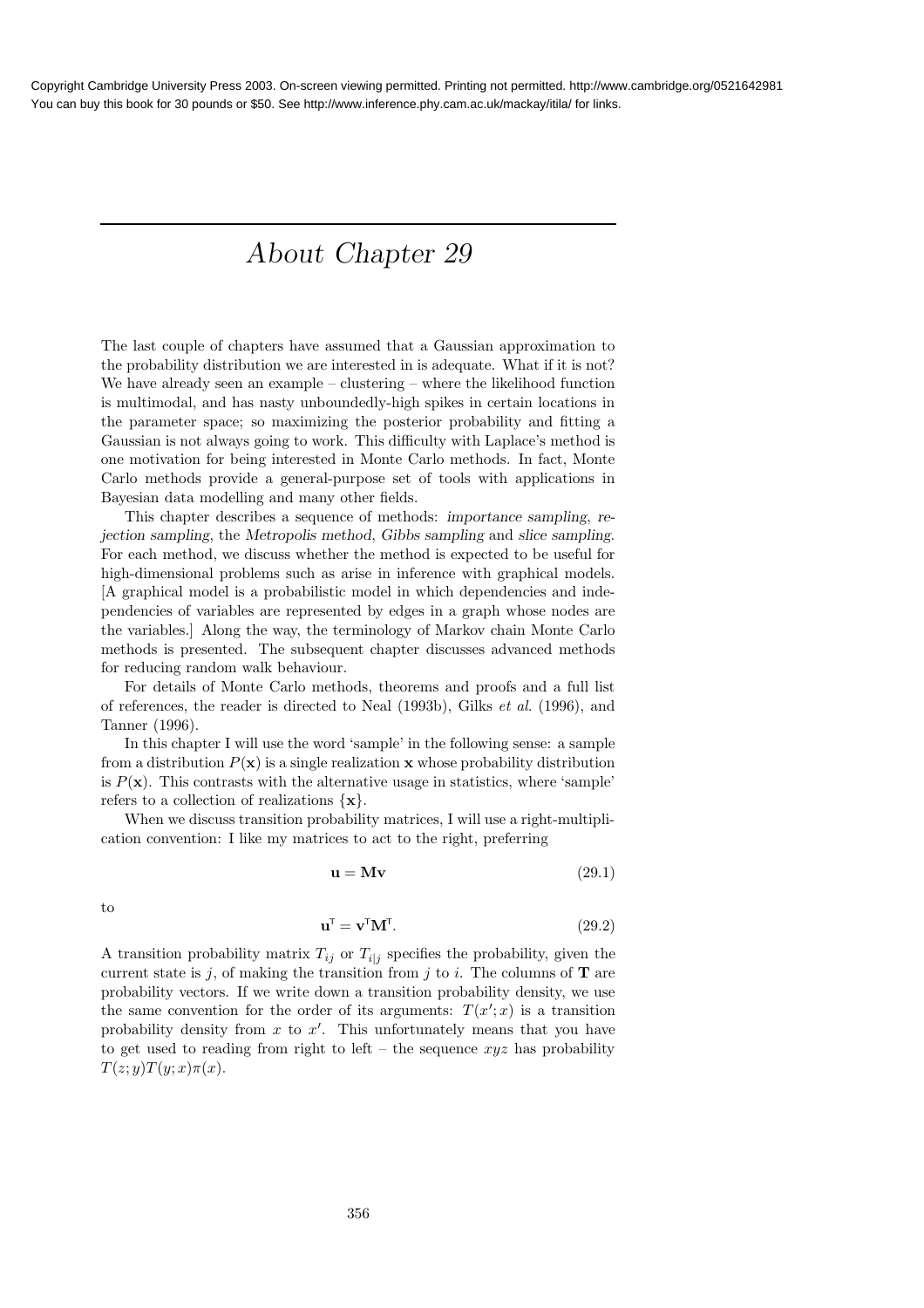# About Chapter 29

The last couple of chapters have assumed that a Gaussian approximation to the probability distribution we are interested in is adequate. What if it is not? We have already seen an example – clustering – where the likelihood function is multimodal, and has nasty unboundedly-high spikes in certain locations in the parameter space; so maximizing the posterior probability and fitting a Gaussian is not always going to work. This difficulty with Laplace's method is one motivation for being interested in Monte Carlo methods. In fact, Monte Carlo methods provide a general-purpose set of tools with applications in Bayesian data modelling and many other fields.

This chapter describes a sequence of methods: importance sampling, rejection sampling, the Metropolis method, Gibbs sampling and slice sampling. For each method, we discuss whether the method is expected to be useful for high-dimensional problems such as arise in inference with graphical models. [A graphical model is a probabilistic model in which dependencies and independencies of variables are represented by edges in a graph whose nodes are the variables.] Along the way, the terminology of Markov chain Monte Carlo methods is presented. The subsequent chapter discusses advanced methods for reducing random walk behaviour.

For details of Monte Carlo methods, theorems and proofs and a full list of references, the reader is directed to Neal (1993b), Gilks *et al.* (1996), and Tanner (1996).

In this chapter I will use the word 'sample' in the following sense: a sample from a distribution $P(\mathbf{x})$ is a single realization $\mathbf{x}$ whose probability distribution is $P(\mathbf{x})$. This contrasts with the alternative usage in statistics, where 'sample' refers to a collection of realizations $\{\mathbf{x}\}$.

When we discuss transition probability matrices, I will use a right-multiplication convention: I like my matrices to act to the right, preferring

$$\mathbf{u} = \mathbf{M}\mathbf{v} \tag{29.1}$$

to

$$\mathbf{u}^{\mathsf{T}} = \mathbf{v}^{\mathsf{T}}\mathbf{M}^{\mathsf{T}}. \tag{29.2}$$

A transition probability matrix $T_{ij}$ or $T_{i|j}$ specifies the probability, given the current state is $j$, of making the transition from $j$ to $i$. The columns of $\mathbf{T}$ are probability vectors. If we write down a transition probability density, we use the same convention for the order of its arguments: $T(x'; x)$ is a transition probability density from $x$ to $x'$. This unfortunately means that you have to get used to reading from right to left – the sequence $xyz$ has probability $T(z; y)T(y; x)\pi(x)$.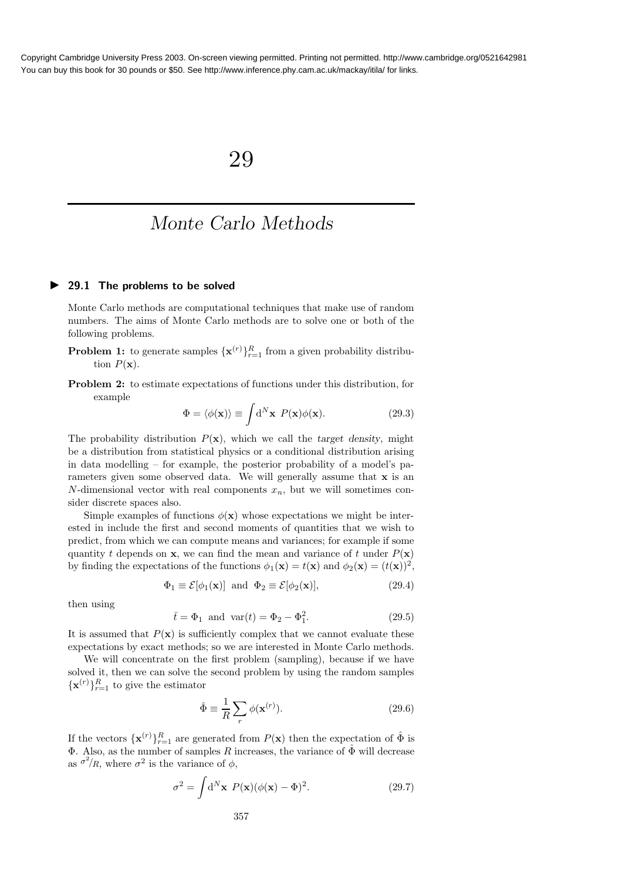# 29

## Monte Carlo Methods

### 29.1 The problems to be solved

Monte Carlo methods are computational techniques that make use of random numbers. The aims of Monte Carlo methods are to solve one or both of the following problems.

**Problem 1:** to generate samples $\{\mathbf{x}^{(r)}\}_{r=1}^{R}$ from a given probability distribution $P(\mathbf{x})$.

**Problem 2:** to estimate expectations of functions under this distribution, for example

$$\Phi = \langle \phi(\mathbf{x}) \rangle \equiv \int \mathrm{d}^N\mathbf{x} \ P(\mathbf{x})\phi(\mathbf{x}). \tag{29.3}$$

The probability distribution $P(\mathbf{x})$, which we call the *target density*, might be a distribution from statistical physics or a conditional distribution arising in data modelling – for example, the posterior probability of a model's parameters given some observed data. We will generally assume that $\mathbf{x}$ is an $N$-dimensional vector with real components $x_n$, but we will sometimes consider discrete spaces also.

Simple examples of functions $\phi(\mathbf{x})$ whose expectations we might be interested in include the first and second moments of quantities that we wish to predict, from which we can compute means and variances; for example if some quantity $t$ depends on $\mathbf{x}$, we can find the mean and variance of $t$ under $P(\mathbf{x})$ by finding the expectations of the functions $\phi_1(\mathbf{x}) = t(\mathbf{x})$ and $\phi_2(\mathbf{x}) = (t(\mathbf{x}))^2$,

$$\Phi_1 \equiv \mathcal{E}[\phi_1(\mathbf{x})] \ \text{ and } \ \Phi_2 \equiv \mathcal{E}[\phi_2(\mathbf{x})], \tag{29.4}$$

then using

$$\bar{t} = \Phi_1 \ \text{ and } \ \mathrm{var}(t) = \Phi_2 - \Phi_1^2. \tag{29.5}$$

It is assumed that $P(\mathbf{x})$ is sufficiently complex that we cannot evaluate these expectations by exact methods; so we are interested in Monte Carlo methods.

We will concentrate on the first problem (sampling), because if we have solved it, then we can solve the second problem by using the random samples $\{\mathbf{x}^{(r)}\}_{r=1}^{R}$ to give the estimator

$$\hat{\Phi} \equiv \frac{1}{R}\sum_{r} \phi(\mathbf{x}^{(r)}). \tag{29.6}$$

If the vectors $\{\mathbf{x}^{(r)}\}_{r=1}^{R}$ are generated from $P(\mathbf{x})$ then the expectation of $\hat{\Phi}$ is $\Phi$. Also, as the number of samples $R$ increases, the variance of $\hat{\Phi}$ will decrease as $\sigma^2/R$, where $\sigma^2$ is the variance of $\phi$,

$$\sigma^2 = \int \mathrm{d}^N\mathbf{x} \ P(\mathbf{x})(\phi(\mathbf{x}) - \Phi)^2. \tag{29.7}$$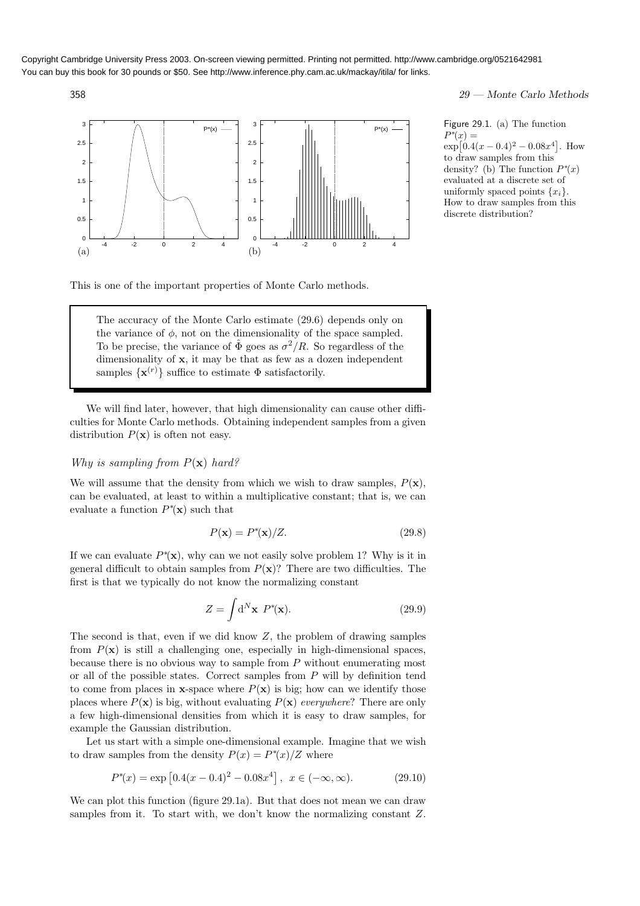Figure 29.1. (a) The function $P^*(x) = \exp\left[0.4(x-0.4)^2 - 0.08x^4\right]$. How to draw samples from this density? (b) The function $P^*(x)$ evaluated at a discrete set of uniformly spaced points $\{x_i\}$. How to draw samples from this discrete distribution?

This is one of the important properties of Monte Carlo methods.

> The accuracy of the Monte Carlo estimate (29.6) depends only on the variance of $\phi$, not on the dimensionality of the space sampled. To be precise, the variance of $\hat{\Phi}$ goes as $\sigma^2/R$. So regardless of the dimensionality of $\mathbf{x}$, it may be that as few as a dozen independent samples $\{\mathbf{x}^{(r)}\}$ suffice to estimate $\Phi$ satisfactorily.

We will find later, however, that high dimensionality can cause other difficulties for Monte Carlo methods. Obtaining independent samples from a given distribution $P(\mathbf{x})$ is often not easy.

### *Why is sampling from $P(\mathbf{x})$ hard?*

We will assume that the density from which we wish to draw samples, $P(\mathbf{x})$, can be evaluated, at least to within a multiplicative constant; that is, we can evaluate a function $P^*(\mathbf{x})$ such that

$$P(\mathbf{x}) = P^*(\mathbf{x})/Z. \tag{29.8}$$

If we can evaluate $P^*(\mathbf{x})$, why can we not easily solve problem 1? Why is it in general difficult to obtain samples from $P(\mathbf{x})$? There are two difficulties. The first is that we typically do not know the normalizing constant

$$Z = \int \mathrm{d}^N\mathbf{x}\ P^*(\mathbf{x}). \tag{29.9}$$

The second is that, even if we did know $Z$, the problem of drawing samples from $P(\mathbf{x})$ is still a challenging one, especially in high-dimensional spaces, because there is no obvious way to sample from $P$ without enumerating most or all of the possible states. Correct samples from $P$ will by definition tend to come from places in $\mathbf{x}$-space where $P(\mathbf{x})$ is big; how can we identify those places where $P(\mathbf{x})$ is big, without evaluating $P(\mathbf{x})$ *everywhere*? There are only a few high-dimensional densities from which it is easy to draw samples, for example the Gaussian distribution.

Let us start with a simple one-dimensional example. Imagine that we wish to draw samples from the density $P(x) = P^*(x)/Z$ where

$$P^*(x) = \exp\left[0.4(x-0.4)^2 - 0.08x^4\right],\ \ x \in (-\infty, \infty). \tag{29.10}$$

We can plot this function (figure 29.1a). But that does not mean we can draw samples from it. To start with, we don't know the normalizing constant $Z$.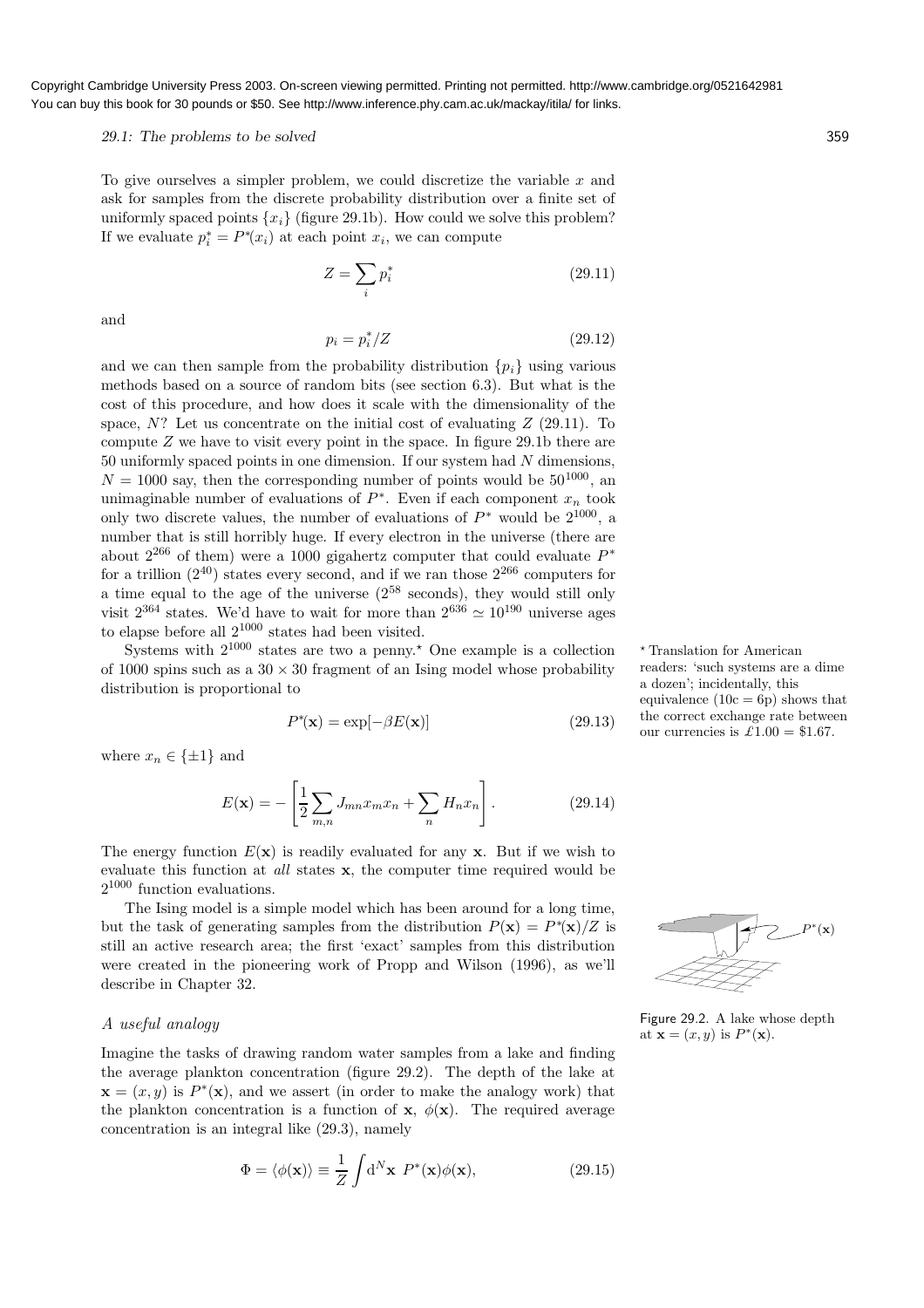To give ourselves a simpler problem, we could discretize the variable $x$ and ask for samples from the discrete probability distribution over a finite set of uniformly spaced points $\{x_i\}$ (figure 29.1b). How could we solve this problem? If we evaluate $p_i^* = P^*(x_i)$ at each point $x_i$, we can compute

$$Z = \sum_i p_i^* \tag{29.11}$$

and

$$p_i = p_i^*/Z \tag{29.12}$$

and we can then sample from the probability distribution $\{p_i\}$ using various methods based on a source of random bits (see section 6.3). But what is the cost of this procedure, and how does it scale with the dimensionality of the space, $N$? Let us concentrate on the initial cost of evaluating $Z$ (29.11). To compute $Z$ we have to visit every point in the space. In figure 29.1b there are 50 uniformly spaced points in one dimension. If our system had $N$ dimensions, $N = 1000$ say, then the corresponding number of points would be $50^{1000}$, an unimaginable number of evaluations of $P^*$. Even if each component $x_n$ took only two discrete values, the number of evaluations of $P^*$ would be $2^{1000}$, a number that is still horribly huge. If every electron in the universe (there are about $2^{266}$ of them) were a 1000 gigahertz computer that could evaluate $P^*$ for a trillion ($2^{40}$) states every second, and if we ran those $2^{266}$ computers for a time equal to the age of the universe ($2^{58}$ seconds), they would still only visit $2^{364}$ states. We'd have to wait for more than $2^{636} \simeq 10^{190}$ universe ages to elapse before all $2^{1000}$ states had been visited.

Systems with $2^{1000}$ states are two a penny.⋆ One example is a collection of 1000 spins such as a $30 \times 30$ fragment of an Ising model whose probability distribution is proportional to

⋆ Translation for American readers: 'such systems are a dime a dozen'; incidentally, this equivalence (10c = 6p) shows that the correct exchange rate between our currencies is £1.00 = \$1.67.

$$P^*(\mathbf{x}) = \exp[-\beta E(\mathbf{x})] \tag{29.13}$$

where $x_n \in \{\pm 1\}$ and

$$E(\mathbf{x}) = -\left[\frac{1}{2}\sum_{m,n} J_{mn} x_m x_n + \sum_n H_n x_n\right]. \tag{29.14}$$

The energy function $E(\mathbf{x})$ is readily evaluated for any $\mathbf{x}$. But if we wish to evaluate this function at *all* states $\mathbf{x}$, the computer time required would be $2^{1000}$ function evaluations.

The Ising model is a simple model which has been around for a long time, but the task of generating samples from the distribution $P(\mathbf{x}) = P^*(\mathbf{x})/Z$ is still an active research area; the first 'exact' samples from this distribution were created in the pioneering work of Propp and Wilson (1996), as we'll describe in Chapter 32.

### *A useful analogy*

Figure 29.2. A lake whose depth at $\mathbf{x} = (x, y)$ is $P^*(\mathbf{x})$.

Imagine the tasks of drawing random water samples from a lake and finding the average plankton concentration (figure 29.2). The depth of the lake at $\mathbf{x} = (x, y)$ is $P^*(\mathbf{x})$, and we assert (in order to make the analogy work) that the plankton concentration is a function of $\mathbf{x}$, $\phi(\mathbf{x})$. The required average concentration is an integral like (29.3), namely

$$\Phi = \langle \phi(\mathbf{x}) \rangle \equiv \frac{1}{Z} \int d^N\mathbf{x} \; P^*(\mathbf{x})\phi(\mathbf{x}), \tag{29.15}$$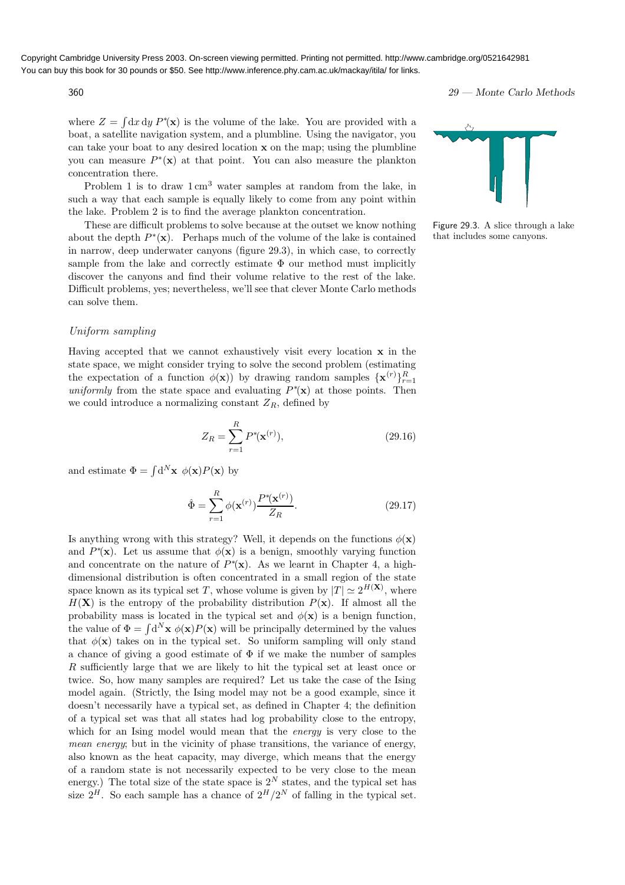where $Z = \int dx\, dy\, P^*(\mathbf{x})$ is the volume of the lake. You are provided with a boat, a satellite navigation system, and a plumbline. Using the navigator, you can take your boat to any desired location $\mathbf{x}$ on the map; using the plumbline you can measure $P^*(\mathbf{x})$ at that point. You can also measure the plankton concentration there.

Problem 1 is to draw $1\,\text{cm}^3$ water samples at random from the lake, in such a way that each sample is equally likely to come from any point within the lake. Problem 2 is to find the average plankton concentration.

These are difficult problems to solve because at the outset we know nothing about the depth $P^*(\mathbf{x})$. Perhaps much of the volume of the lake is contained in narrow, deep underwater canyons (figure 29.3), in which case, to correctly sample from the lake and correctly estimate $\Phi$ our method must implicitly discover the canyons and find their volume relative to the rest of the lake. Difficult problems, yes; nevertheless, we'll see that clever Monte Carlo methods can solve them.

Figure 29.3. A slice through a lake that includes some canyons.

### *Uniform sampling*

Having accepted that we cannot exhaustively visit every location $\mathbf{x}$ in the state space, we might consider trying to solve the second problem (estimating the expectation of a function $\phi(\mathbf{x})$) by drawing random samples $\{\mathbf{x}^{(r)}\}_{r=1}^{R}$ *uniformly* from the state space and evaluating $P^*(\mathbf{x})$ at those points. Then we could introduce a normalizing constant $Z_R$, defined by

$$Z_R = \sum_{r=1}^{R} P^*(\mathbf{x}^{(r)}), \tag{29.16}$$

and estimate $\Phi = \int d^N\mathbf{x}\ \phi(\mathbf{x})P(\mathbf{x})$ by

$$\hat{\Phi} = \sum_{r=1}^{R} \phi(\mathbf{x}^{(r)}) \frac{P^*(\mathbf{x}^{(r)})}{Z_R}. \tag{29.17}$$

Is anything wrong with this strategy? Well, it depends on the functions $\phi(\mathbf{x})$ and $P^*(\mathbf{x})$. Let us assume that $\phi(\mathbf{x})$ is a benign, smoothly varying function and concentrate on the nature of $P^*(\mathbf{x})$. As we learnt in Chapter 4, a high-dimensional distribution is often concentrated in a small region of the state space known as its typical set $T$, whose volume is given by $|T| \simeq 2^{H(\mathbf{X})}$, where $H(\mathbf{X})$ is the entropy of the probability distribution $P(\mathbf{x})$. If almost all the probability mass is located in the typical set and $\phi(\mathbf{x})$ is a benign function, the value of $\Phi = \int d^N\mathbf{x}\ \phi(\mathbf{x})P(\mathbf{x})$ will be principally determined by the values that $\phi(\mathbf{x})$ takes on in the typical set. So uniform sampling will only stand a chance of giving a good estimate of $\Phi$ if we make the number of samples $R$ sufficiently large that we are likely to hit the typical set at least once or twice. So, how many samples are required? Let us take the case of the Ising model again. (Strictly, the Ising model may not be a good example, since it doesn't necessarily have a typical set, as defined in Chapter 4; the definition of a typical set was that all states had log probability close to the entropy, which for an Ising model would mean that the *energy* is very close to the *mean energy*; but in the vicinity of phase transitions, the variance of energy, also known as the heat capacity, may diverge, which means that the energy of a random state is not necessarily expected to be very close to the mean energy.) The total size of the state space is $2^N$ states, and the typical set has size $2^H$. So each sample has a chance of $2^H/2^N$ of falling in the typical set.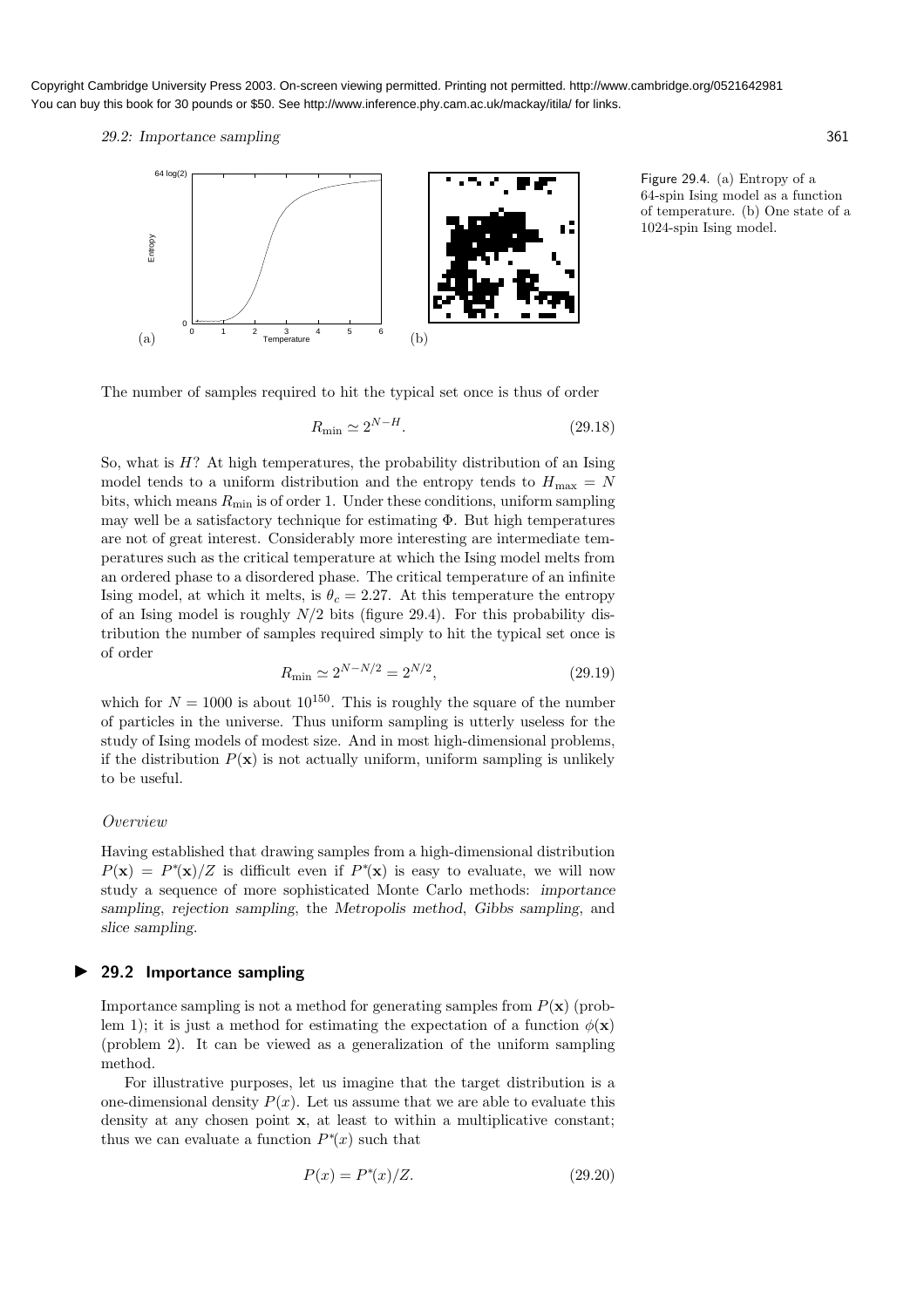Figure 29.4. (a) Entropy of a 64-spin Ising model as a function of temperature. (b) One state of a 1024-spin Ising model.

The number of samples required to hit the typical set once is thus of order

$$R_{\min} \simeq 2^{N-H}. \tag{29.18}$$

So, what is $H$? At high temperatures, the probability distribution of an Ising model tends to a uniform distribution and the entropy tends to $H_{\max} = N$ bits, which means $R_{\min}$ is of order 1. Under these conditions, uniform sampling may well be a satisfactory technique for estimating $\Phi$. But high temperatures are not of great interest. Considerably more interesting are intermediate temperatures such as the critical temperature at which the Ising model melts from an ordered phase to a disordered phase. The critical temperature of an infinite Ising model, at which it melts, is $\theta_c = 2.27$. At this temperature the entropy of an Ising model is roughly $N/2$ bits (figure 29.4). For this probability distribution the number of samples required simply to hit the typical set once is of order

$$R_{\min} \simeq 2^{N-N/2} = 2^{N/2}, \tag{29.19}$$

which for $N = 1000$ is about $10^{150}$. This is roughly the square of the number of particles in the universe. Thus uniform sampling is utterly useless for the study of Ising models of modest size. And in most high-dimensional problems, if the distribution $P(\mathbf{x})$ is not actually uniform, uniform sampling is unlikely to be useful.

*Overview*

Having established that drawing samples from a high-dimensional distribution $P(\mathbf{x}) = P^*(\mathbf{x})/Z$ is difficult even if $P^*(\mathbf{x})$ is easy to evaluate, we will now study a sequence of more sophisticated Monte Carlo methods: *importance sampling*, *rejection sampling*, the *Metropolis method*, *Gibbs sampling*, and *slice sampling*.

## 29.2 Importance sampling

Importance sampling is not a method for generating samples from $P(\mathbf{x})$ (problem 1); it is just a method for estimating the expectation of a function $\phi(\mathbf{x})$ (problem 2). It can be viewed as a generalization of the uniform sampling method.

For illustrative purposes, let us imagine that the target distribution is a one-dimensional density $P(x)$. Let us assume that we are able to evaluate this density at any chosen point $\mathbf{x}$, at least to within a multiplicative constant; thus we can evaluate a function $P^*(x)$ such that

$$P(x) = P^*(x)/Z. \tag{29.20}$$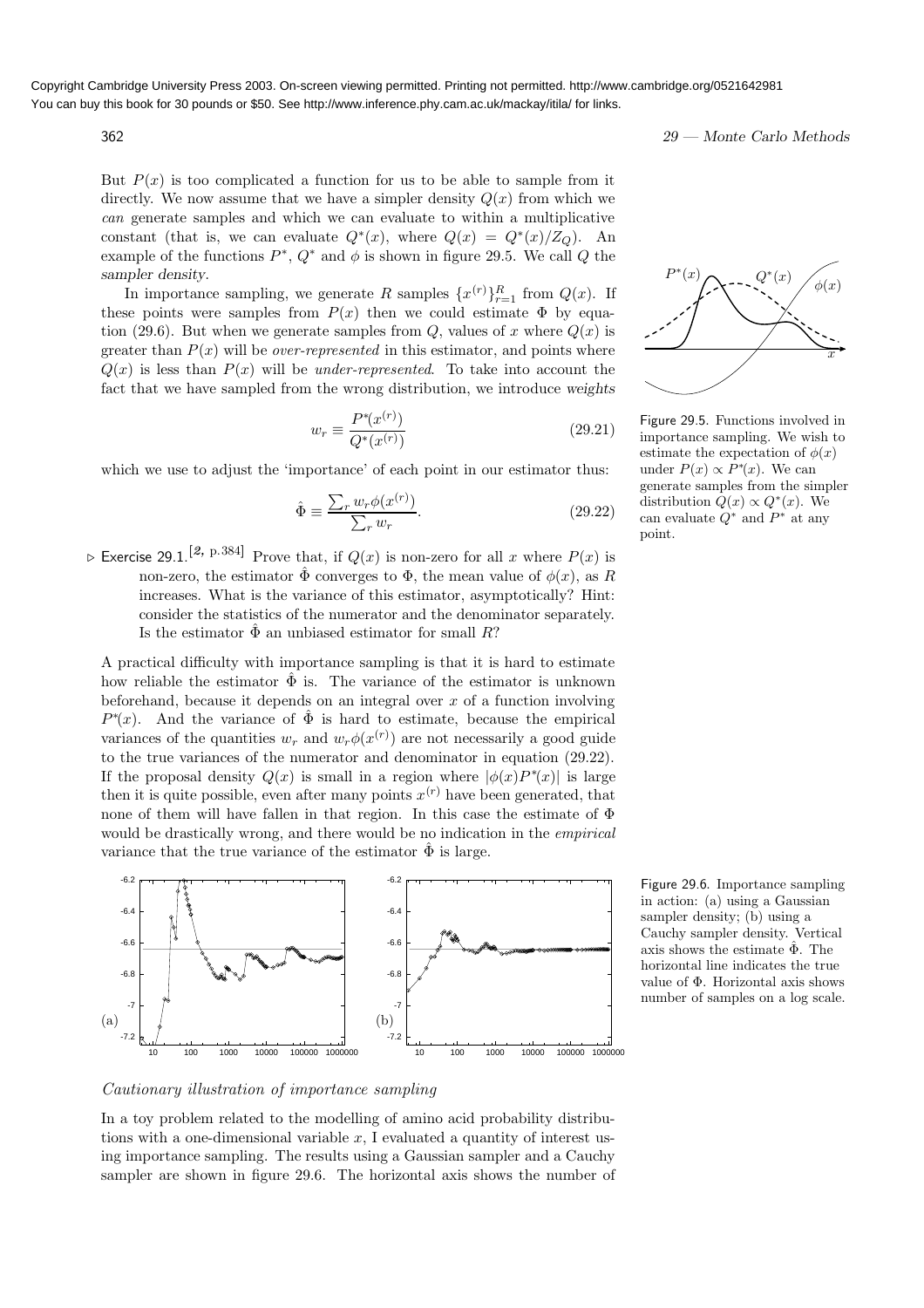Copyright Cambridge University Press 2003. On-screen viewing permitted. Printing not permitted. http://www.cambridge.org/0521642981
You can buy this book for 30 pounds or $50. See http://www.inference.phy.cam.ac.uk/mackay/itila/ for links.

But $P(x)$ is too complicated a function for us to be able to sample from it directly. We now assume that we have a simpler density $Q(x)$ from which we *can* generate samples and which we can evaluate to within a multiplicative constant (that is, we can evaluate $Q^*(x)$, where $Q(x) = Q^*(x)/Z_Q$). An example of the functions $P^*$, $Q^*$ and $\phi$ is shown in figure 29.5. We call $Q$ the **sampler density**.

In importance sampling, we generate $R$ samples $\{x^{(r)}\}_{r=1}^{R}$ from $Q(x)$. If these points were samples from $P(x)$ then we could estimate $\Phi$ by equation (29.6). But when we generate samples from $Q$, values of $x$ where $Q(x)$ is greater than $P(x)$ will be *over-represented* in this estimator, and points where $Q(x)$ is less than $P(x)$ will be *under-represented*. To take into account the fact that we have sampled from the wrong distribution, we introduce **weights**

$$w_r \equiv \frac{P^*(x^{(r)})}{Q^*(x^{(r)})} \tag{29.21}$$

which we use to adjust the 'importance' of each point in our estimator thus:

$$\hat{\Phi} \equiv \frac{\sum_r w_r \phi(x^{(r)})}{\sum_r w_r}. \tag{29.22}$$

Figure 29.5. Functions involved in importance sampling. We wish to estimate the expectation of $\phi(x)$ under $P(x) \propto P^*(x)$. We can generate samples from the simpler distribution $Q(x) \propto Q^*(x)$. We can evaluate $Q^*$ and $P^*$ at any point.

▷ **Exercise 29.1.**[2, p.384] Prove that, if $Q(x)$ is non-zero for all $x$ where $P(x)$ is non-zero, the estimator $\hat{\Phi}$ converges to $\Phi$, the mean value of $\phi(x)$, as $R$ increases. What is the variance of this estimator, asymptotically? Hint: consider the statistics of the numerator and the denominator separately. Is the estimator $\hat{\Phi}$ an unbiased estimator for small $R$?

A practical difficulty with importance sampling is that it is hard to estimate how reliable the estimator $\hat{\Phi}$ is. The variance of the estimator is unknown beforehand, because it depends on an integral over $x$ of a function involving $P^*(x)$. And the variance of $\hat{\Phi}$ is hard to estimate, because the empirical variances of the quantities $w_r$ and $w_r\phi(x^{(r)})$ are not necessarily a good guide to the true variances of the numerator and denominator in equation (29.22). If the proposal density $Q(x)$ is small in a region where $|\phi(x)P^*(x)|$ is large then it is quite possible, even after many points $x^{(r)}$ have been generated, that none of them will have fallen in that region. In this case the estimate of $\Phi$ would be drastically wrong, and there would be no indication in the *empirical* variance that the true variance of the estimator $\hat{\Phi}$ is large.

Figure 29.6. Importance sampling in action: (a) using a Gaussian sampler density; (b) using a Cauchy sampler density. Vertical axis shows the estimate $\hat{\Phi}$. The horizontal line indicates the true value of $\Phi$. Horizontal axis shows number of samples on a log scale.

### *Cautionary illustration of importance sampling*

In a toy problem related to the modelling of amino acid probability distributions with a one-dimensional variable $x$, I evaluated a quantity of interest using importance sampling. The results using a Gaussian sampler and a Cauchy sampler are shown in figure 29.6. The horizontal axis shows the number of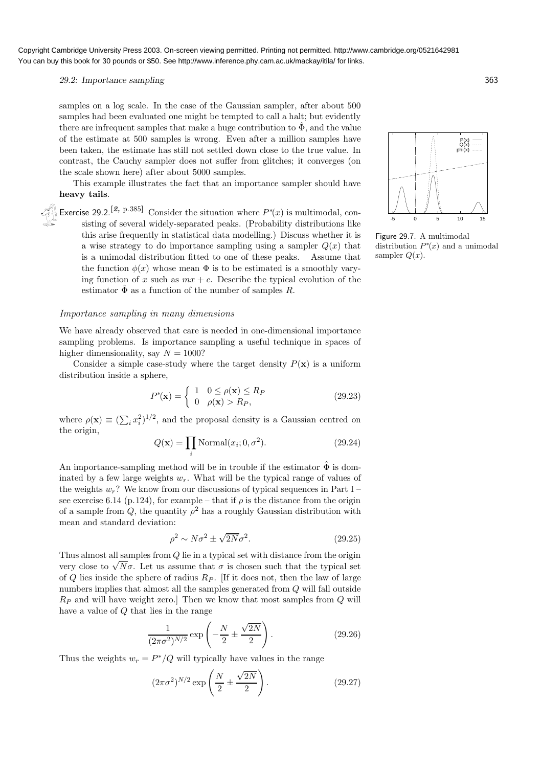samples on a log scale. In the case of the Gaussian sampler, after about 500 samples had been evaluated one might be tempted to call a halt; but evidently there are infrequent samples that make a huge contribution to $\hat{\Phi}$, and the value of the estimate at 500 samples is wrong. Even after a million samples have been taken, the estimate has still not settled down close to the true value. In contrast, the Cauchy sampler does not suffer from glitches; it converges (on the scale shown here) after about 5000 samples.

This example illustrates the fact that an importance sampler should have **heavy tails**.

Exercise 29.2.[2, p.385] Consider the situation where $P^*(x)$ is multimodal, consisting of several widely-separated peaks. (Probability distributions like this arise frequently in statistical data modelling.) Discuss whether it is a wise strategy to do importance sampling using a sampler $Q(x)$ that is a unimodal distribution fitted to one of these peaks. Assume that the function $\phi(x)$ whose mean $\Phi$ is to be estimated is a smoothly varying function of $x$ such as $mx + c$. Describe the typical evolution of the estimator $\hat{\Phi}$ as a function of the number of samples $R$.

Figure 29.7. A multimodal distribution $P^*(x)$ and a unimodal sampler $Q(x)$.

### *Importance sampling in many dimensions*

We have already observed that care is needed in one-dimensional importance sampling problems. Is importance sampling a useful technique in spaces of higher dimensionality, say $N = 1000$?

Consider a simple case-study where the target density $P(\mathbf{x})$ is a uniform distribution inside a sphere,

$$P^*(\mathbf{x}) = \begin{cases} 1 & 0 \le \rho(\mathbf{x}) \le R_P \\ 0 & \rho(\mathbf{x}) > R_P, \end{cases} \tag{29.23}$$

where $\rho(\mathbf{x}) \equiv (\sum_i x_i^2)^{1/2}$, and the proposal density is a Gaussian centred on the origin,

$$Q(\mathbf{x}) = \prod_i \text{Normal}(x_i; 0, \sigma^2). \tag{29.24}$$

An importance-sampling method will be in trouble if the estimator $\hat{\Phi}$ is dominated by a few large weights $w_r$. What will be the typical range of values of the weights $w_r$? We know from our discussions of typical sequences in Part I – see exercise 6.14 (p.124), for example – that if $\rho$ is the distance from the origin of a sample from $Q$, the quantity $\rho^2$ has a roughly Gaussian distribution with mean and standard deviation:

$$\rho^2 \sim N\sigma^2 \pm \sqrt{2N}\sigma^2. \tag{29.25}$$

Thus almost all samples from $Q$ lie in a typical set with distance from the origin very close to $\sqrt{N}\sigma$. Let us assume that $\sigma$ is chosen such that the typical set of $Q$ lies inside the sphere of radius $R_P$. [If it does not, then the law of large numbers implies that almost all the samples generated from $Q$ will fall outside $R_P$ and will have weight zero.] Then we know that most samples from $Q$ will have a value of $Q$ that lies in the range

$$\frac{1}{(2\pi\sigma^2)^{N/2}} \exp\left(-\frac{N}{2} \pm \frac{\sqrt{2N}}{2}\right). \tag{29.26}$$

Thus the weights $w_r = P^*/Q$ will typically have values in the range

$$(2\pi\sigma^2)^{N/2} \exp\left(\frac{N}{2} \pm \frac{\sqrt{2N}}{2}\right). \tag{29.27}$$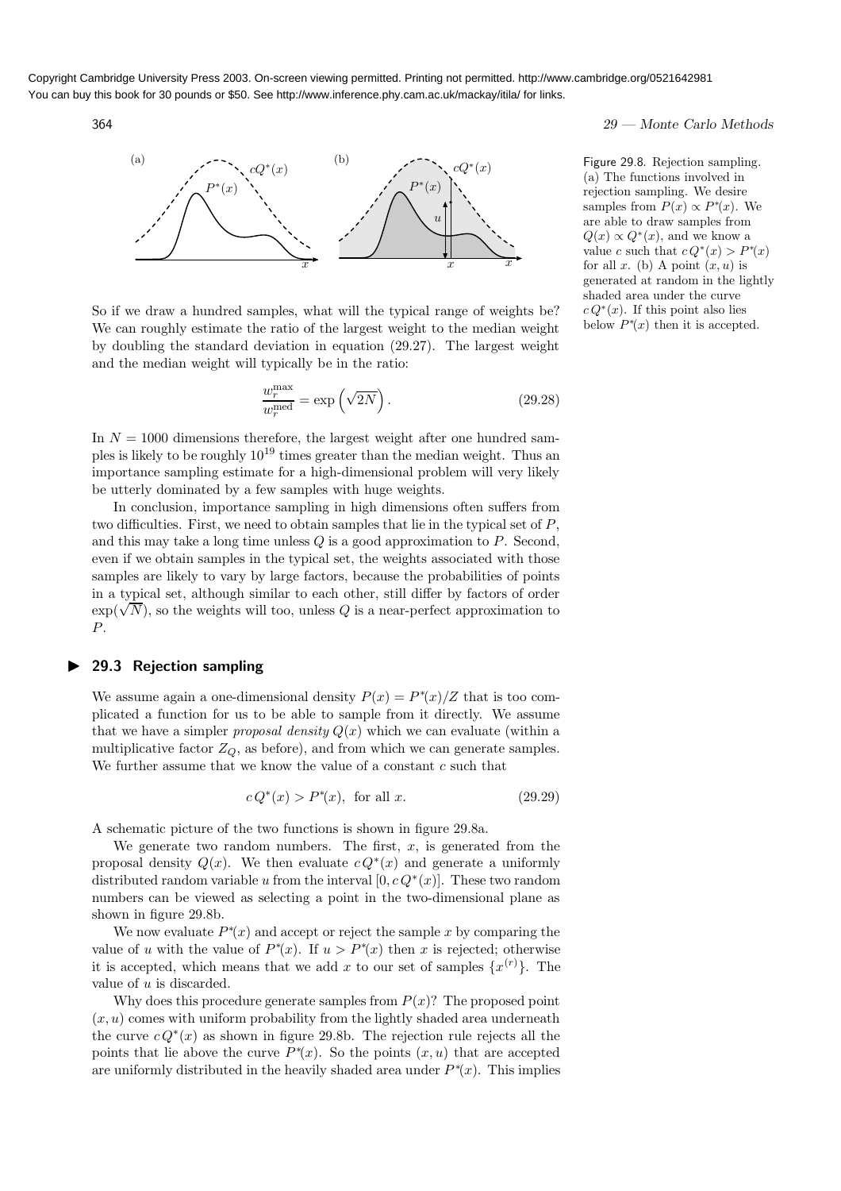Figure 29.8. Rejection sampling. (a) The functions involved in rejection sampling. We desire samples from $P(x) \propto P^*(x)$. We are able to draw samples from $Q(x) \propto Q^*(x)$, and we know a value $c$ such that $c\,Q^*(x) > P^*(x)$ for all $x$. (b) A point $(x, u)$ is generated at random in the lightly shaded area under the curve $c\,Q^*(x)$. If this point also lies below $P^*(x)$ then it is accepted.

So if we draw a hundred samples, what will the typical range of weights be? We can roughly estimate the ratio of the largest weight to the median weight by doubling the standard deviation in equation (29.27). The largest weight and the median weight will typically be in the ratio:

$$\frac{w_r^{\max}}{w_r^{\text{med}}} = \exp\left(\sqrt{2N}\right). \tag{29.28}$$

In $N = 1000$ dimensions therefore, the largest weight after one hundred samples is likely to be roughly $10^{19}$ times greater than the median weight. Thus an importance sampling estimate for a high-dimensional problem will very likely be utterly dominated by a few samples with huge weights.

In conclusion, importance sampling in high dimensions often suffers from two difficulties. First, we need to obtain samples that lie in the typical set of $P$, and this may take a long time unless $Q$ is a good approximation to $P$. Second, even if we obtain samples in the typical set, the weights associated with those samples are likely to vary by large factors, because the probabilities of points in a typical set, although similar to each other, still differ by factors of order $\exp(\sqrt{N})$, so the weights will too, unless $Q$ is a near-perfect approximation to $P$.

## 29.3 Rejection sampling

We assume again a one-dimensional density $P(x) = P^*(x)/Z$ that is too complicated a function for us to be able to sample from it directly. We assume that we have a simpler *proposal density* $Q(x)$ which we can evaluate (within a multiplicative factor $Z_Q$, as before), and from which we can generate samples. We further assume that we know the value of a constant $c$ such that

$$c\,Q^*(x) > P^*(x), \text{ for all } x. \tag{29.29}$$

A schematic picture of the two functions is shown in figure 29.8a.

We generate two random numbers. The first, $x$, is generated from the proposal density $Q(x)$. We then evaluate $c\,Q^*(x)$ and generate a uniformly distributed random variable $u$ from the interval $[0, c\,Q^*(x)]$. These two random numbers can be viewed as selecting a point in the two-dimensional plane as shown in figure 29.8b.

We now evaluate $P^*(x)$ and accept or reject the sample $x$ by comparing the value of $u$ with the value of $P^*(x)$. If $u > P^*(x)$ then $x$ is rejected; otherwise it is accepted, which means that we add $x$ to our set of samples $\{x^{(r)}\}$. The value of $u$ is discarded.

Why does this procedure generate samples from $P(x)$? The proposed point $(x, u)$ comes with uniform probability from the lightly shaded area underneath the curve $c\,Q^*(x)$ as shown in figure 29.8b. The rejection rule rejects all the points that lie above the curve $P^*(x)$. So the points $(x, u)$ that are accepted are uniformly distributed in the heavily shaded area under $P^*(x)$. This implies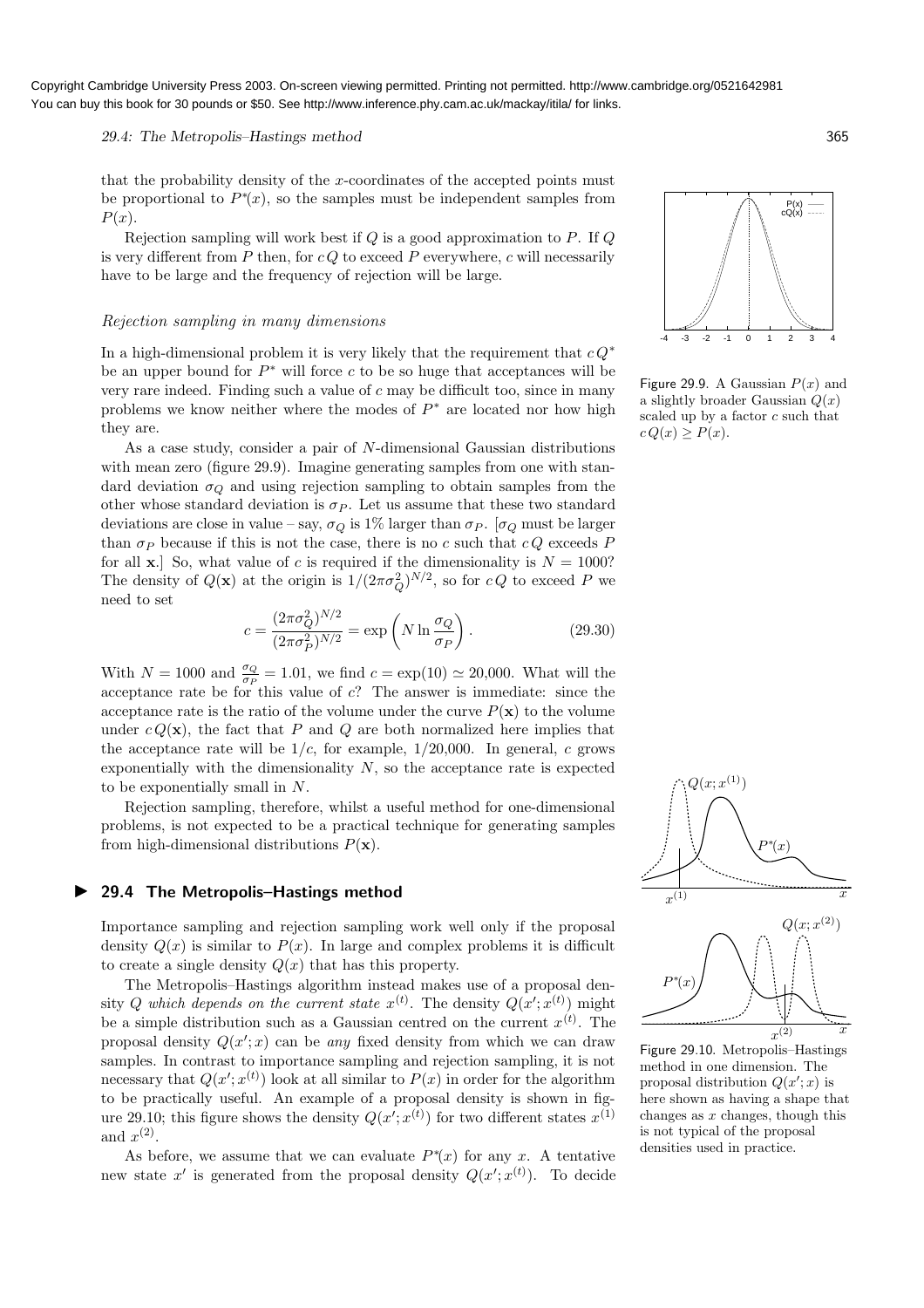that the probability density of the $x$-coordinates of the accepted points must be proportional to $P^*(x)$, so the samples must be independent samples from $P(x)$.

Rejection sampling will work best if $Q$ is a good approximation to $P$. If $Q$ is very different from $P$ then, for $cQ$ to exceed $P$ everywhere, $c$ will necessarily have to be large and the frequency of rejection will be large.

### *Rejection sampling in many dimensions*

In a high-dimensional problem it is very likely that the requirement that $cQ^*$ be an upper bound for $P^*$ will force $c$ to be so huge that acceptances will be very rare indeed. Finding such a value of $c$ may be difficult too, since in many problems we know neither where the modes of $P^*$ are located nor how high they are.

As a case study, consider a pair of $N$-dimensional Gaussian distributions with mean zero (figure 29.9). Imagine generating samples from one with standard deviation $\sigma_Q$ and using rejection sampling to obtain samples from the other whose standard deviation is $\sigma_P$. Let us assume that these two standard deviations are close in value – say, $\sigma_Q$ is 1% larger than $\sigma_P$. [$\sigma_Q$ must be larger than $\sigma_P$ because if this is not the case, there is no $c$ such that $cQ$ exceeds $P$ for all $\mathbf{x}$.] So, what value of $c$ is required if the dimensionality is $N = 1000$? The density of $Q(\mathbf{x})$ at the origin is $1/(2\pi\sigma_Q^2)^{N/2}$, so for $cQ$ to exceed $P$ we need to set

$$c = \frac{(2\pi\sigma_Q^2)^{N/2}}{(2\pi\sigma_P^2)^{N/2}} = \exp\left(N \ln \frac{\sigma_Q}{\sigma_P}\right). \tag{29.30}$$

With $N = 1000$ and $\frac{\sigma_Q}{\sigma_P} = 1.01$, we find $c = \exp(10) \simeq 20{,}000$. What will the acceptance rate be for this value of $c$? The answer is immediate: since the acceptance rate is the ratio of the volume under the curve $P(\mathbf{x})$ to the volume under $cQ(\mathbf{x})$, the fact that $P$ and $Q$ are both normalized here implies that the acceptance rate will be $1/c$, for example, $1/20{,}000$. In general, $c$ grows exponentially with the dimensionality $N$, so the acceptance rate is expected to be exponentially small in $N$.

Rejection sampling, therefore, whilst a useful method for one-dimensional problems, is not expected to be a practical technique for generating samples from high-dimensional distributions $P(\mathbf{x})$.

Figure 29.9. A Gaussian $P(x)$ and a slightly broader Gaussian $Q(x)$ scaled up by a factor $c$ such that $cQ(x) \geq P(x)$.

## 29.4 The Metropolis–Hastings method

Importance sampling and rejection sampling work well only if the proposal density $Q(x)$ is similar to $P(x)$. In large and complex problems it is difficult to create a single density $Q(x)$ that has this property.

The Metropolis–Hastings algorithm instead makes use of a proposal density $Q$ *which depends on the current state* $x^{(t)}$. The density $Q(x'; x^{(t)})$ might be a simple distribution such as a Gaussian centred on the current $x^{(t)}$. The proposal density $Q(x'; x)$ can be *any* fixed density from which we can draw samples. In contrast to importance sampling and rejection sampling, it is not necessary that $Q(x'; x^{(t)})$ look at all similar to $P(x)$ in order for the algorithm to be practically useful. An example of a proposal density is shown in figure 29.10; this figure shows the density $Q(x'; x^{(t)})$ for two different states $x^{(1)}$ and $x^{(2)}$.

Figure 29.10. Metropolis–Hastings method in one dimension. The proposal distribution $Q(x'; x)$ is here shown as having a shape that changes as $x$ changes, though this is not typical of the proposal densities used in practice.

As before, we assume that we can evaluate $P^*(x)$ for any $x$. A tentative new state $x'$ is generated from the proposal density $Q(x'; x^{(t)})$. To decide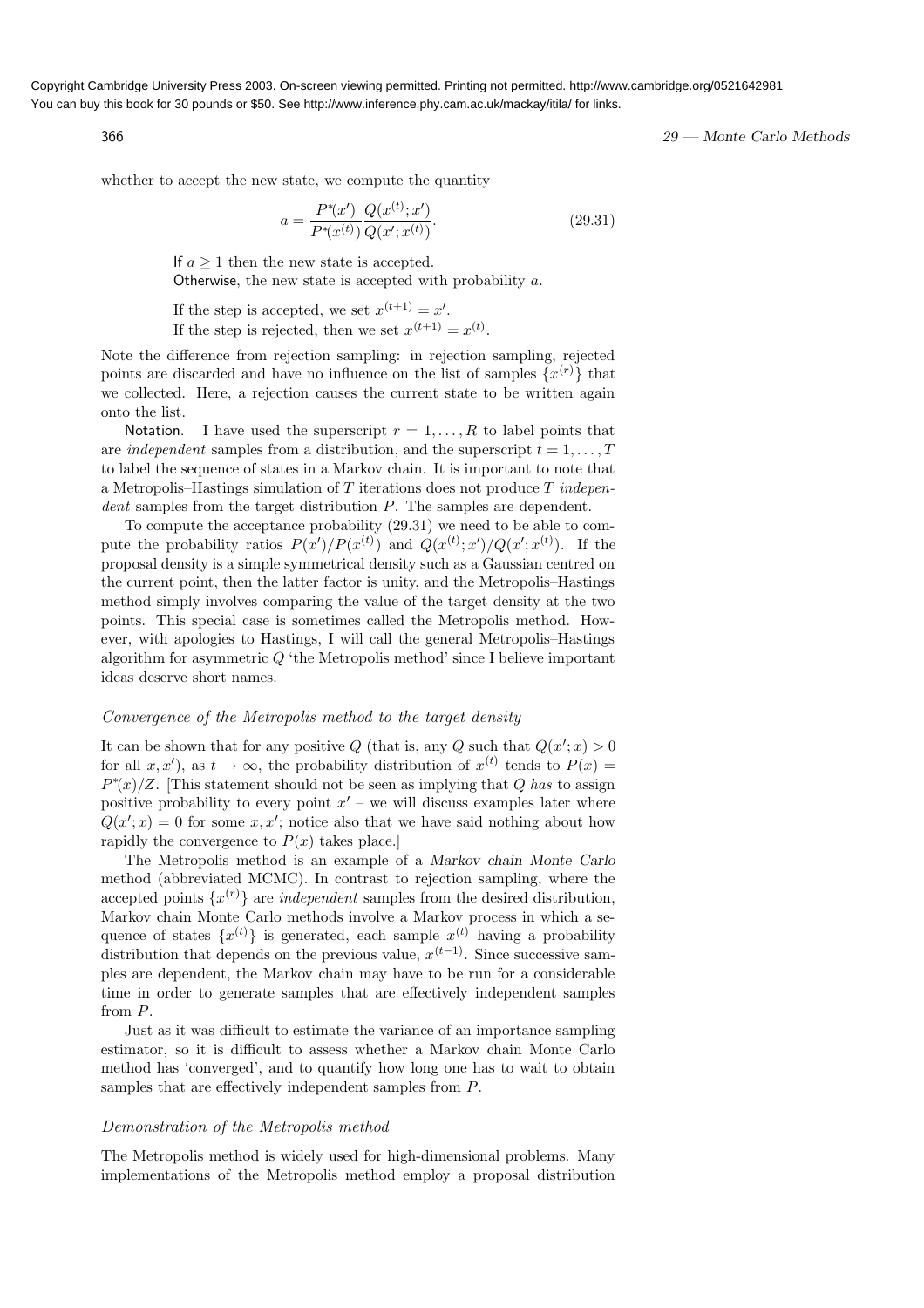whether to accept the new state, we compute the quantity

$$a = \frac{P^*(x')}{P^*(x^{(t)})} \frac{Q(x^{(t)}; x')}{Q(x'; x^{(t)})}. \tag{29.31}$$

If $a \geq 1$ then the new state is accepted.
Otherwise, the new state is accepted with probability $a$.

If the step is accepted, we set $x^{(t+1)} = x'$.
If the step is rejected, then we set $x^{(t+1)} = x^{(t)}$.

Note the difference from rejection sampling: in rejection sampling, rejected points are discarded and have no influence on the list of samples $\{x^{(r)}\}$ that we collected. Here, a rejection causes the current state to be written again onto the list.

Notation. I have used the superscript $r = 1, \ldots, R$ to label points that are *independent* samples from a distribution, and the superscript $t = 1, \ldots, T$ to label the sequence of states in a Markov chain. It is important to note that a Metropolis–Hastings simulation of $T$ iterations does not produce $T$ *independent* samples from the target distribution $P$. The samples are dependent.

To compute the acceptance probability (29.31) we need to be able to compute the probability ratios $P(x')/P(x^{(t)})$ and $Q(x^{(t)}; x')/Q(x'; x^{(t)})$. If the proposal density is a simple symmetrical density such as a Gaussian centred on the current point, then the latter factor is unity, and the Metropolis–Hastings method simply involves comparing the value of the target density at the two points. This special case is sometimes called the Metropolis method. However, with apologies to Hastings, I will call the general Metropolis–Hastings algorithm for asymmetric $Q$ 'the Metropolis method' since I believe important ideas deserve short names.

### *Convergence of the Metropolis method to the target density*

It can be shown that for any positive $Q$ (that is, any $Q$ such that $Q(x'; x) > 0$ for all $x, x'$), as $t \to \infty$, the probability distribution of $x^{(t)}$ tends to $P(x) = P^*(x)/Z$. [This statement should not be seen as implying that $Q$ *has* to assign positive probability to every point $x'$ – we will discuss examples later where $Q(x'; x) = 0$ for some $x, x'$; notice also that we have said nothing about how rapidly the convergence to $P(x)$ takes place.]

The Metropolis method is an example of a Markov chain Monte Carlo method (abbreviated MCMC). In contrast to rejection sampling, where the accepted points $\{x^{(r)}\}$ are *independent* samples from the desired distribution, Markov chain Monte Carlo methods involve a Markov process in which a sequence of states $\{x^{(t)}\}$ is generated, each sample $x^{(t)}$ having a probability distribution that depends on the previous value, $x^{(t-1)}$. Since successive samples are dependent, the Markov chain may have to be run for a considerable time in order to generate samples that are effectively independent samples from $P$.

Just as it was difficult to estimate the variance of an importance sampling estimator, so it is difficult to assess whether a Markov chain Monte Carlo method has 'converged', and to quantify how long one has to wait to obtain samples that are effectively independent samples from $P$.

### *Demonstration of the Metropolis method*

The Metropolis method is widely used for high-dimensional problems. Many implementations of the Metropolis method employ a proposal distribution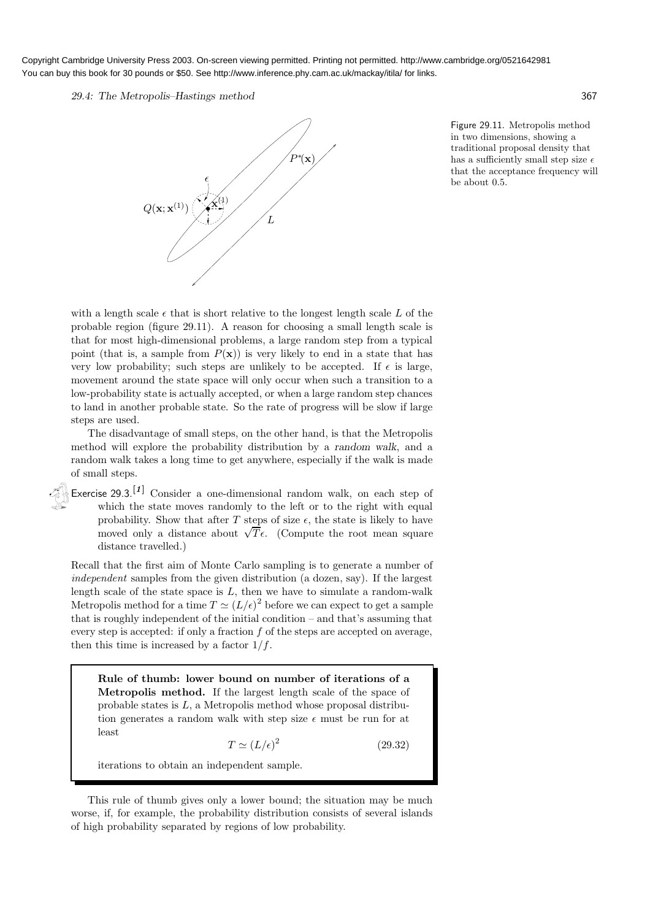Figure 29.11. Metropolis method in two dimensions, showing a traditional proposal density that has a sufficiently small step size $\epsilon$ that the acceptance frequency will be about 0.5.

with a length scale $\epsilon$ that is short relative to the longest length scale $L$ of the probable region (figure 29.11). A reason for choosing a small length scale is that for most high-dimensional problems, a large random step from a typical point (that is, a sample from $P(\mathbf{x})$) is very likely to end in a state that has very low probability; such steps are unlikely to be accepted. If $\epsilon$ is large, movement around the state space will only occur when such a transition to a low-probability state is actually accepted, or when a large random step chances to land in another probable state. So the rate of progress will be slow if large steps are used.

The disadvantage of small steps, on the other hand, is that the Metropolis method will explore the probability distribution by a *random walk*, and a random walk takes a long time to get anywhere, especially if the walk is made of small steps.

Exercise 29.3.[1] Consider a one-dimensional random walk, on each step of which the state moves randomly to the left or to the right with equal probability. Show that after $T$ steps of size $\epsilon$, the state is likely to have moved only a distance about $\sqrt{T}\epsilon$. (Compute the root mean square distance travelled.)

Recall that the first aim of Monte Carlo sampling is to generate a number of *independent* samples from the given distribution (a dozen, say). If the largest length scale of the state space is $L$, then we have to simulate a random-walk Metropolis method for a time $T \simeq (L/\epsilon)^2$ before we can expect to get a sample that is roughly independent of the initial condition – and that's assuming that every step is accepted: if only a fraction $f$ of the steps are accepted on average, then this time is increased by a factor $1/f$.

> **Rule of thumb: lower bound on number of iterations of a Metropolis method.** If the largest length scale of the space of probable states is $L$, a Metropolis method whose proposal distribution generates a random walk with step size $\epsilon$ must be run for at least
>
> $$T \simeq (L/\epsilon)^2 \tag{29.32}$$
>
> iterations to obtain an independent sample.

This rule of thumb gives only a lower bound; the situation may be much worse, if, for example, the probability distribution consists of several islands of high probability separated by regions of low probability.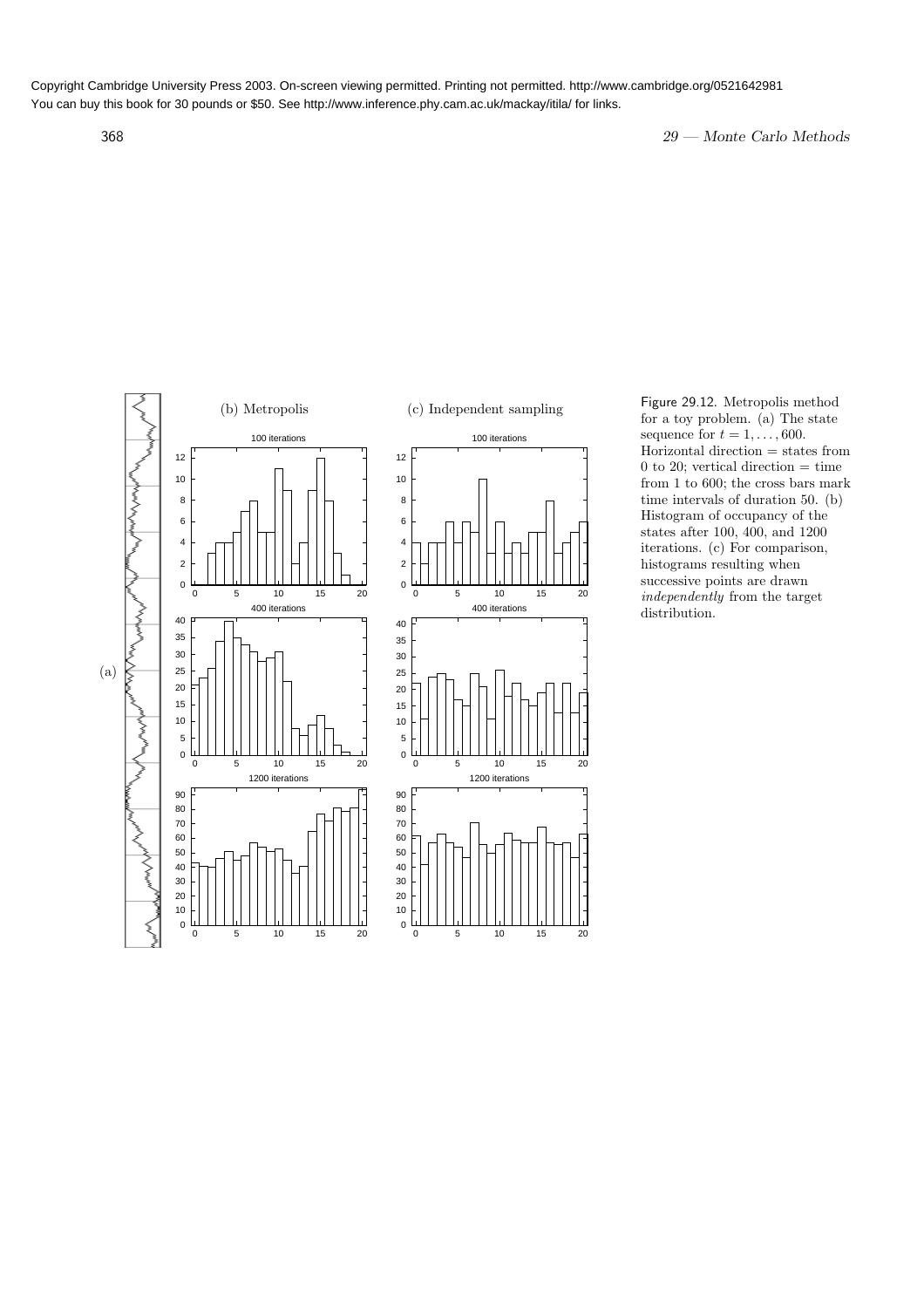Copyright Cambridge University Press 2003. On-screen viewing permitted. Printing not permitted. http://www.cambridge.org/0521642981
You can buy this book for 30 pounds or $50. See http://www.inference.phy.cam.ac.uk/mackay/itila/ for links.

Figure 29.12. Metropolis method for a toy problem. (a) The state sequence for $t = 1, \ldots, 600$. Horizontal direction = states from 0 to 20; vertical direction = time from 1 to 600; the cross bars mark time intervals of duration 50. (b) Histogram of occupancy of the states after 100, 400, and 1200 iterations. (c) For comparison, histograms resulting when successive points are drawn *independently* from the target distribution.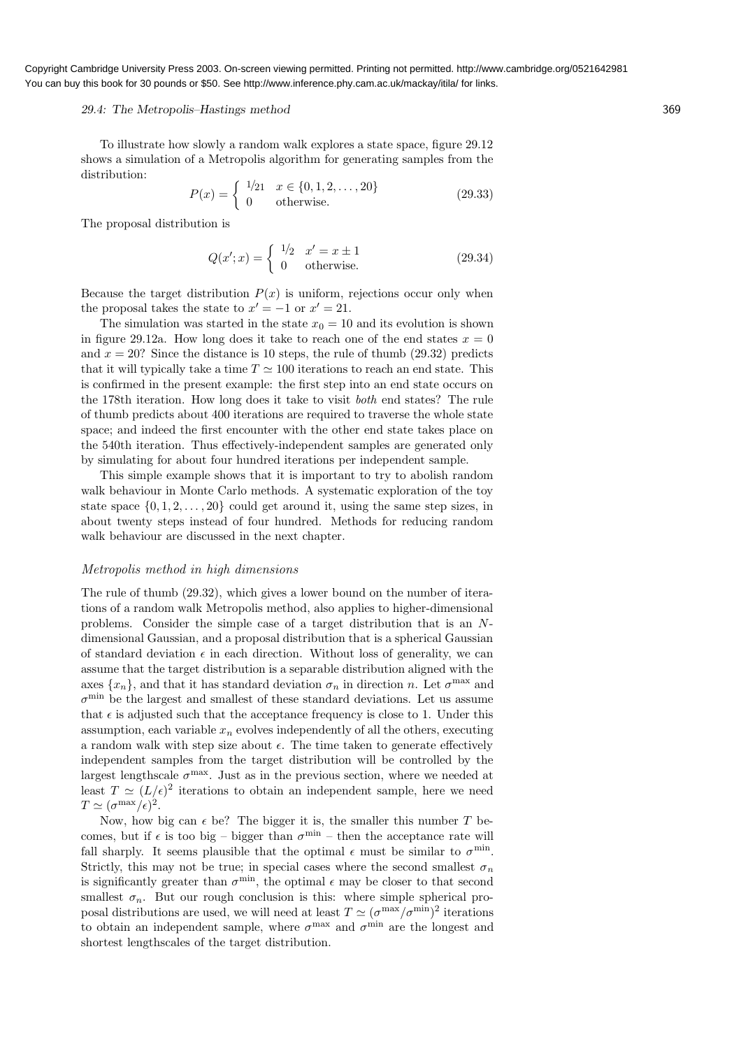To illustrate how slowly a random walk explores a state space, figure 29.12 shows a simulation of a Metropolis algorithm for generating samples from the distribution:

$$P(x) = \begin{cases} 1/21 & x \in \{0, 1, 2, \ldots, 20\} \\ 0 & \text{otherwise.} \end{cases} \tag{29.33}$$

The proposal distribution is

$$Q(x'; x) = \begin{cases} 1/2 & x' = x \pm 1 \\ 0 & \text{otherwise.} \end{cases} \tag{29.34}$$

Because the target distribution $P(x)$ is uniform, rejections occur only when the proposal takes the state to $x' = -1$ or $x' = 21$.

The simulation was started in the state $x_0 = 10$ and its evolution is shown in figure 29.12a. How long does it take to reach one of the end states $x = 0$ and $x = 20$? Since the distance is 10 steps, the rule of thumb (29.32) predicts that it will typically take a time $T \simeq 100$ iterations to reach an end state. This is confirmed in the present example: the first step into an end state occurs on the 178th iteration. How long does it take to visit *both* end states? The rule of thumb predicts about 400 iterations are required to traverse the whole state space; and indeed the first encounter with the other end state takes place on the 540th iteration. Thus effectively-independent samples are generated only by simulating for about four hundred iterations per independent sample.

This simple example shows that it is important to try to abolish random walk behaviour in Monte Carlo methods. A systematic exploration of the toy state space $\{0, 1, 2, \ldots, 20\}$ could get around it, using the same step sizes, in about twenty steps instead of four hundred. Methods for reducing random walk behaviour are discussed in the next chapter.

### *Metropolis method in high dimensions*

The rule of thumb (29.32), which gives a lower bound on the number of iterations of a random walk Metropolis method, also applies to higher-dimensional problems. Consider the simple case of a target distribution that is an $N$-dimensional Gaussian, and a proposal distribution that is a spherical Gaussian of standard deviation $\epsilon$ in each direction. Without loss of generality, we can assume that the target distribution is a separable distribution aligned with the axes $\{x_n\}$, and that it has standard deviation $\sigma_n$ in direction $n$. Let $\sigma^{\max}$ and $\sigma^{\min}$ be the largest and smallest of these standard deviations. Let us assume that $\epsilon$ is adjusted such that the acceptance frequency is close to 1. Under this assumption, each variable $x_n$ evolves independently of all the others, executing a random walk with step size about $\epsilon$. The time taken to generate effectively independent samples from the target distribution will be controlled by the largest lengthscale $\sigma^{\max}$. Just as in the previous section, where we needed at least $T \simeq (L/\epsilon)^2$ iterations to obtain an independent sample, here we need $T \simeq (\sigma^{\max}/\epsilon)^2$.

Now, how big can $\epsilon$ be? The bigger it is, the smaller this number $T$ becomes, but if $\epsilon$ is too big – bigger than $\sigma^{\min}$ – then the acceptance rate will fall sharply. It seems plausible that the optimal $\epsilon$ must be similar to $\sigma^{\min}$. Strictly, this may not be true; in special cases where the second smallest $\sigma_n$ is significantly greater than $\sigma^{\min}$, the optimal $\epsilon$ may be closer to that second smallest $\sigma_n$. But our rough conclusion is this: where simple spherical proposal distributions are used, we will need at least $T \simeq (\sigma^{\max}/\sigma^{\min})^2$ iterations to obtain an independent sample, where $\sigma^{\max}$ and $\sigma^{\min}$ are the longest and shortest lengthscales of the target distribution.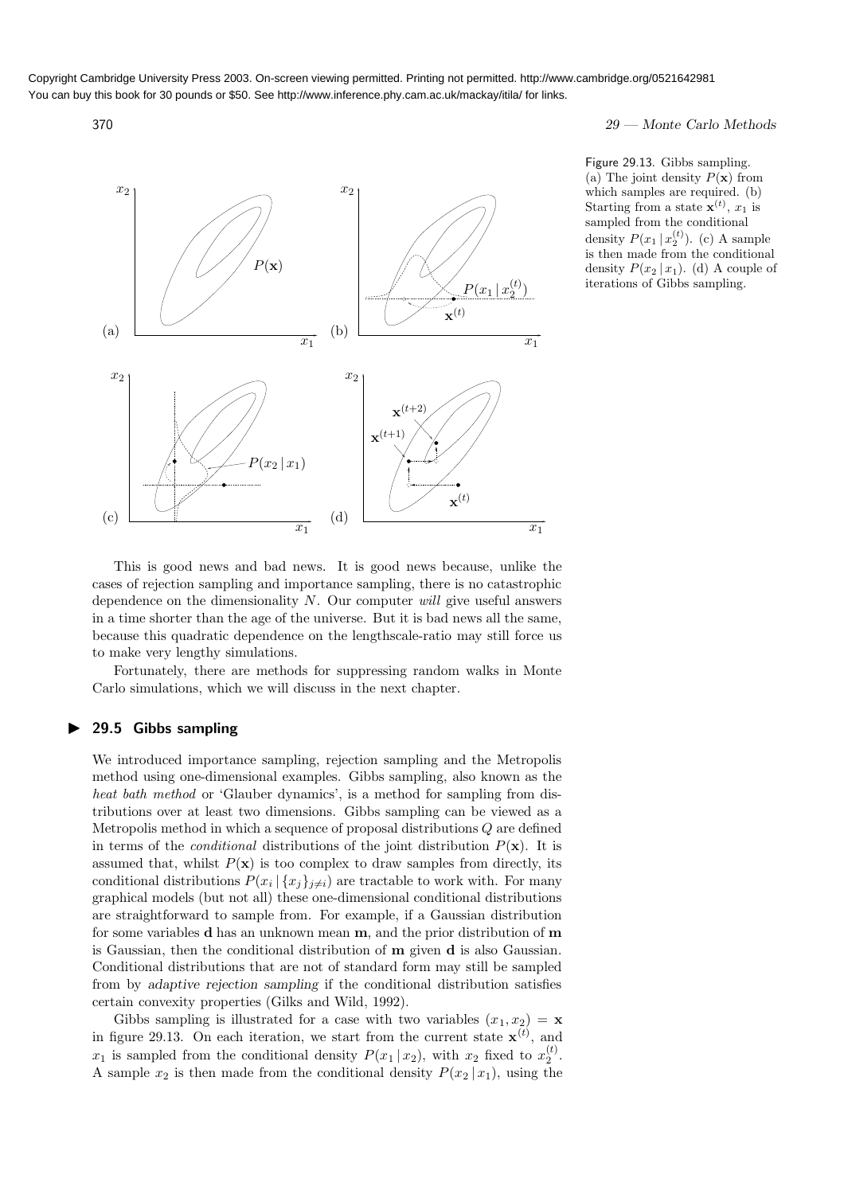Figure 29.13. Gibbs sampling. (a) The joint density $P(\mathbf{x})$ from which samples are required. (b) Starting from a state $\mathbf{x}^{(t)}$, $x_1$ is sampled from the conditional density $P(x_1 \mid x_2^{(t)})$. (c) A sample is then made from the conditional density $P(x_2 \mid x_1)$. (d) A couple of iterations of Gibbs sampling.

This is good news and bad news. It is good news because, unlike the cases of rejection sampling and importance sampling, there is no catastrophic dependence on the dimensionality $N$. Our computer *will* give useful answers in a time shorter than the age of the universe. But it is bad news all the same, because this quadratic dependence on the lengthscale-ratio may still force us to make very lengthy simulations.

Fortunately, there are methods for suppressing random walks in Monte Carlo simulations, which we will discuss in the next chapter.

## 29.5 Gibbs sampling

We introduced importance sampling, rejection sampling and the Metropolis method using one-dimensional examples. Gibbs sampling, also known as the *heat bath method* or 'Glauber dynamics', is a method for sampling from distributions over at least two dimensions. Gibbs sampling can be viewed as a Metropolis method in which a sequence of proposal distributions $Q$ are defined in terms of the *conditional* distributions of the joint distribution $P(\mathbf{x})$. It is assumed that, whilst $P(\mathbf{x})$ is too complex to draw samples from directly, its conditional distributions $P(x_i \mid \{x_j\}_{j \neq i})$ are tractable to work with. For many graphical models (but not all) these one-dimensional conditional distributions are straightforward to sample from. For example, if a Gaussian distribution for some variables $\mathbf{d}$ has an unknown mean $\mathbf{m}$, and the prior distribution of $\mathbf{m}$ is Gaussian, then the conditional distribution of $\mathbf{m}$ given $\mathbf{d}$ is also Gaussian. Conditional distributions that are not of standard form may still be sampled from by adaptive rejection sampling if the conditional distribution satisfies certain convexity properties (Gilks and Wild, 1992).

Gibbs sampling is illustrated for a case with two variables $(x_1, x_2) = \mathbf{x}$ in figure 29.13. On each iteration, we start from the current state $\mathbf{x}^{(t)}$, and $x_1$ is sampled from the conditional density $P(x_1 \mid x_2)$, with $x_2$ fixed to $x_2^{(t)}$. A sample $x_2$ is then made from the conditional density $P(x_2 \mid x_1)$, using the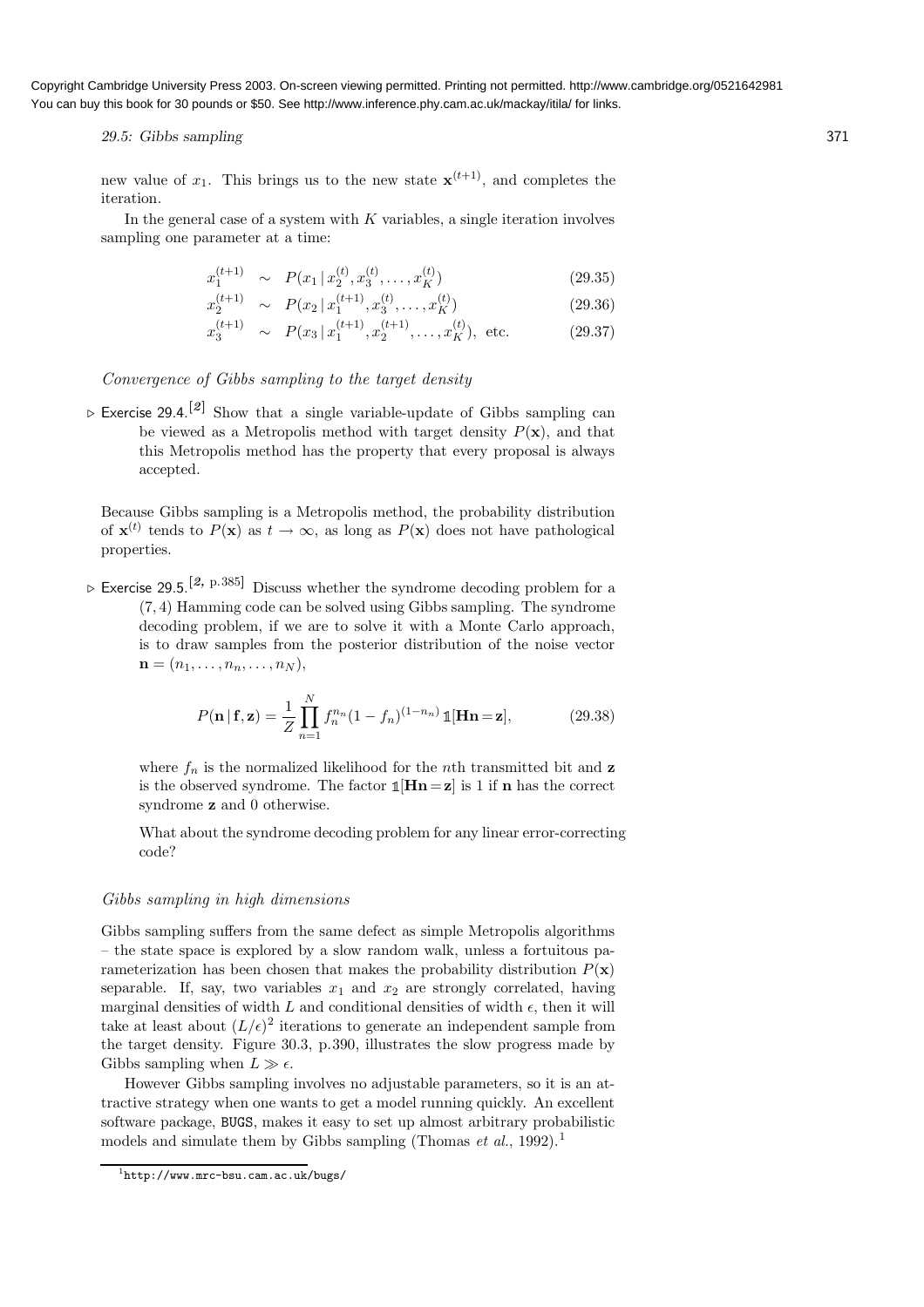new value of $x_1$. This brings us to the new state $\mathbf{x}^{(t+1)}$, and completes the iteration.

In the general case of a system with $K$ variables, a single iteration involves sampling one parameter at a time:

$$x_1^{(t+1)} \sim P(x_1 \mid x_2^{(t)}, x_3^{(t)}, \ldots, x_K^{(t)}) \tag{29.35}$$

$$x_2^{(t+1)} \sim P(x_2 \mid x_1^{(t+1)}, x_3^{(t)}, \ldots, x_K^{(t)}) \tag{29.36}$$

$$x_3^{(t+1)} \sim P(x_3 \mid x_1^{(t+1)}, x_2^{(t+1)}, \ldots, x_K^{(t)}), \text{ etc.} \tag{29.37}$$

*Convergence of Gibbs sampling to the target density*

▷ **Exercise 29.4.**[2] Show that a single variable-update of Gibbs sampling can be viewed as a Metropolis method with target density $P(\mathbf{x})$, and that this Metropolis method has the property that every proposal is always accepted.

Because Gibbs sampling is a Metropolis method, the probability distribution of $\mathbf{x}^{(t)}$ tends to $P(\mathbf{x})$ as $t \to \infty$, as long as $P(\mathbf{x})$ does not have pathological properties.

▷ **Exercise 29.5.**[2, p.385] Discuss whether the syndrome decoding problem for a (7, 4) Hamming code can be solved using Gibbs sampling. The syndrome decoding problem, if we are to solve it with a Monte Carlo approach, is to draw samples from the posterior distribution of the noise vector $\mathbf{n} = (n_1, \ldots, n_n, \ldots, n_N)$,

$$P(\mathbf{n} \mid \mathbf{f}, \mathbf{z}) = \frac{1}{Z} \prod_{n=1}^{N} f_n^{n_n} (1 - f_n)^{(1-n_n)} \, \mathbb{1}[\mathbf{H}\mathbf{n} = \mathbf{z}], \tag{29.38}$$

where $f_n$ is the normalized likelihood for the $n$th transmitted bit and $\mathbf{z}$ is the observed syndrome. The factor $\mathbb{1}[\mathbf{H}\mathbf{n} = \mathbf{z}]$ is 1 if $\mathbf{n}$ has the correct syndrome $\mathbf{z}$ and 0 otherwise.

What about the syndrome decoding problem for any linear error-correcting code?

*Gibbs sampling in high dimensions*

Gibbs sampling suffers from the same defect as simple Metropolis algorithms – the state space is explored by a slow random walk, unless a fortuitous parameterization has been chosen that makes the probability distribution $P(\mathbf{x})$ separable. If, say, two variables $x_1$ and $x_2$ are strongly correlated, having marginal densities of width $L$ and conditional densities of width $\epsilon$, then it will take at least about $(L/\epsilon)^2$ iterations to generate an independent sample from the target density. Figure 30.3, p.390, illustrates the slow progress made by Gibbs sampling when $L \gg \epsilon$.

However Gibbs sampling involves no adjustable parameters, so it is an attractive strategy when one wants to get a model running quickly. An excellent software package, BUGS, makes it easy to set up almost arbitrary probabilistic models and simulate them by Gibbs sampling (Thomas *et al.*, 1992).[1]

[1] http://www.mrc-bsu.cam.ac.uk/bugs/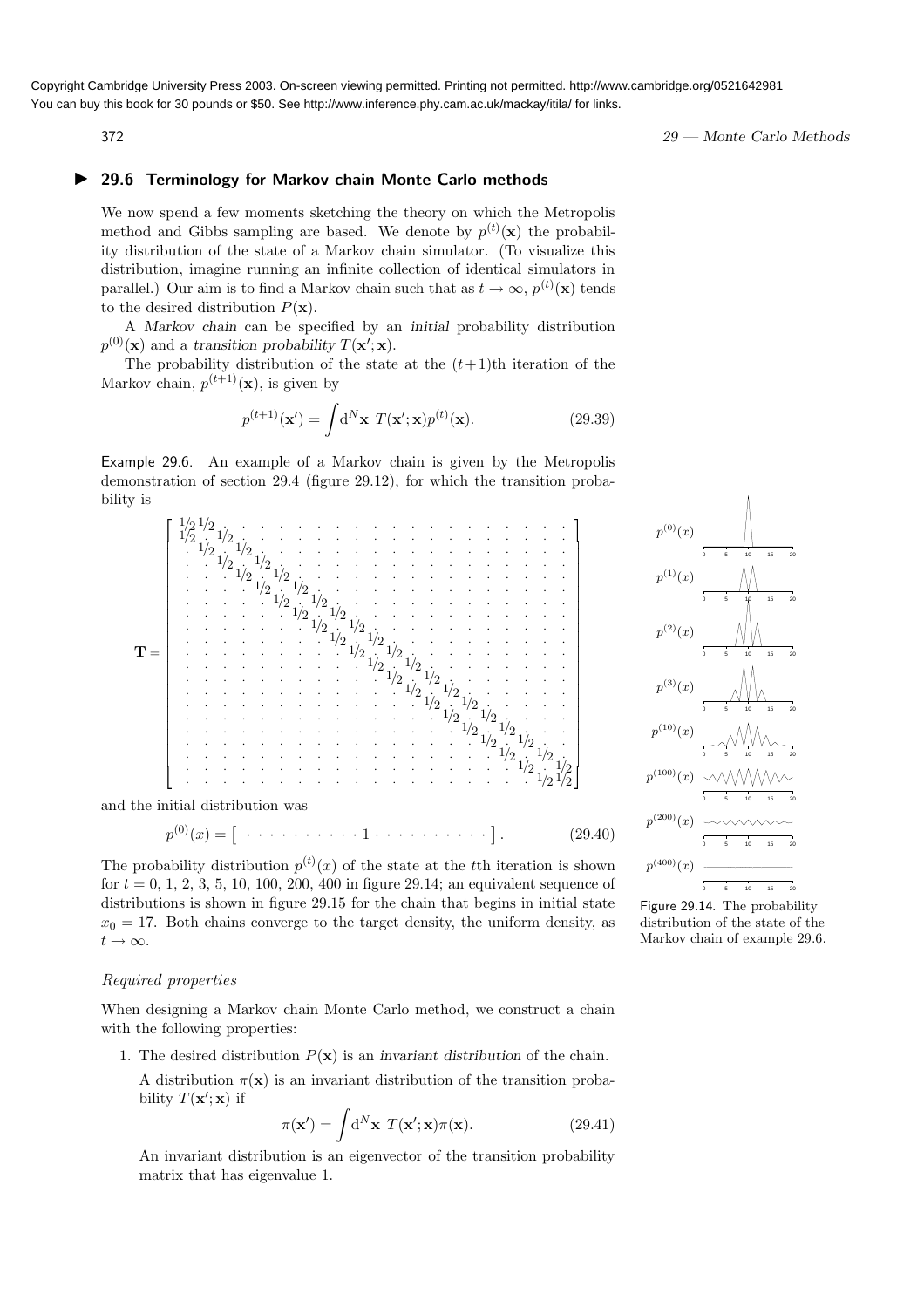Copyright Cambridge University Press 2003. On-screen viewing permitted. Printing not permitted. http://www.cambridge.org/0521642981
You can buy this book for 30 pounds or $50. See http://www.inference.phy.cam.ac.uk/mackay/itila/ for links.

## 29.6 Terminology for Markov chain Monte Carlo methods

We now spend a few moments sketching the theory on which the Metropolis method and Gibbs sampling are based. We denote by $p^{(t)}(\mathbf{x})$ the probability distribution of the state of a Markov chain simulator. (To visualize this distribution, imagine running an infinite collection of identical simulators in parallel.) Our aim is to find a Markov chain such that as $t \to \infty$, $p^{(t)}(\mathbf{x})$ tends to the desired distribution $P(\mathbf{x})$.

A *Markov chain* can be specified by an *initial* probability distribution $p^{(0)}(\mathbf{x})$ and a *transition probability* $T(\mathbf{x}'; \mathbf{x})$.

The probability distribution of the state at the $(t+1)$th iteration of the Markov chain, $p^{(t+1)}(\mathbf{x})$, is given by

$$p^{(t+1)}(\mathbf{x}') = \int \mathrm{d}^N\mathbf{x}\ T(\mathbf{x}'; \mathbf{x}) p^{(t)}(\mathbf{x}). \tag{29.39}$$

Example 29.6. An example of a Markov chain is given by the Metropolis demonstration of section 29.4 (figure 29.12), for which the transition probability is

$$\mathbf{T} = \begin{bmatrix}
\frac{1}{2} & \frac{1}{2} & \cdot & \cdot & \cdot & \cdot & \cdot & \cdot & \cdot & \cdot & \cdot & \cdot & \cdot & \cdot & \cdot & \cdot & \cdot & \cdot & \cdot & \cdot & \cdot \\
\frac{1}{2} & \cdot & \frac{1}{2} & \cdot & \cdot & \cdot & \cdot & \cdot & \cdot & \cdot & \cdot & \cdot & \cdot & \cdot & \cdot & \cdot & \cdot & \cdot & \cdot & \cdot & \cdot \\
\cdot & \frac{1}{2} & \cdot & \frac{1}{2} & \cdot & \cdot & \cdot & \cdot & \cdot & \cdot & \cdot & \cdot & \cdot & \cdot & \cdot & \cdot & \cdot & \cdot & \cdot & \cdot & \cdot \\
\cdot & \cdot & \frac{1}{2} & \cdot & \frac{1}{2} & \cdot & \cdot & \cdot & \cdot & \cdot & \cdot & \cdot & \cdot & \cdot & \cdot & \cdot & \cdot & \cdot & \cdot & \cdot & \cdot \\
\cdot & \cdot & \cdot & \frac{1}{2} & \cdot & \frac{1}{2} & \cdot & \cdot & \cdot & \cdot & \cdot & \cdot & \cdot & \cdot & \cdot & \cdot & \cdot & \cdot & \cdot & \cdot & \cdot \\
\cdot & \cdot & \cdot & \cdot & \frac{1}{2} & \cdot & \frac{1}{2} & \cdot & \cdot & \cdot & \cdot & \cdot & \cdot & \cdot & \cdot & \cdot & \cdot & \cdot & \cdot & \cdot & \cdot \\
\cdot & \cdot & \cdot & \cdot & \cdot & \frac{1}{2} & \cdot & \frac{1}{2} & \cdot & \cdot & \cdot & \cdot & \cdot & \cdot & \cdot & \cdot & \cdot & \cdot & \cdot & \cdot & \cdot \\
\cdot & \cdot & \cdot & \cdot & \cdot & \cdot & \frac{1}{2} & \cdot & \frac{1}{2} & \cdot & \cdot & \cdot & \cdot & \cdot & \cdot & \cdot & \cdot & \cdot & \cdot & \cdot & \cdot \\
\cdot & \cdot & \cdot & \cdot & \cdot & \cdot & \cdot & \frac{1}{2} & \cdot & \frac{1}{2} & \cdot & \cdot & \cdot & \cdot & \cdot & \cdot & \cdot & \cdot & \cdot & \cdot & \cdot \\
\cdot & \cdot & \cdot & \cdot & \cdot & \cdot & \cdot & \cdot & \frac{1}{2} & \cdot & \frac{1}{2} & \cdot & \cdot & \cdot & \cdot & \cdot & \cdot & \cdot & \cdot & \cdot & \cdot \\
\cdot & \cdot & \cdot & \cdot & \cdot & \cdot & \cdot & \cdot & \cdot & \frac{1}{2} & \cdot & \frac{1}{2} & \cdot & \cdot & \cdot & \cdot & \cdot & \cdot & \cdot & \cdot & \cdot \\
\cdot & \cdot & \cdot & \cdot & \cdot & \cdot & \cdot & \cdot & \cdot & \cdot & \frac{1}{2} & \cdot & \frac{1}{2} & \cdot & \cdot & \cdot & \cdot & \cdot & \cdot & \cdot & \cdot \\
\cdot & \cdot & \cdot & \cdot & \cdot & \cdot & \cdot & \cdot & \cdot & \cdot & \cdot & \frac{1}{2} & \cdot & \frac{1}{2} & \cdot & \cdot & \cdot & \cdot & \cdot & \cdot & \cdot \\
\cdot & \cdot & \cdot & \cdot & \cdot & \cdot & \cdot & \cdot & \cdot & \cdot & \cdot & \cdot & \frac{1}{2} & \cdot & \frac{1}{2} & \cdot & \cdot & \cdot & \cdot & \cdot & \cdot \\
\cdot & \cdot & \cdot & \cdot & \cdot & \cdot & \cdot & \cdot & \cdot & \cdot & \cdot & \cdot & \cdot & \frac{1}{2} & \cdot & \frac{1}{2} & \cdot & \cdot & \cdot & \cdot & \cdot \\
\cdot & \cdot & \cdot & \cdot & \cdot & \cdot & \cdot & \cdot & \cdot & \cdot & \cdot & \cdot & \cdot & \cdot & \frac{1}{2} & \cdot & \frac{1}{2} & \cdot & \cdot & \cdot & \cdot \\
\cdot & \cdot & \cdot & \cdot & \cdot & \cdot & \cdot & \cdot & \cdot & \cdot & \cdot & \cdot & \cdot & \cdot & \cdot & \frac{1}{2} & \cdot & \frac{1}{2} & \cdot & \cdot & \cdot \\
\cdot & \cdot & \cdot & \cdot & \cdot & \cdot & \cdot & \cdot & \cdot & \cdot & \cdot & \cdot & \cdot & \cdot & \cdot & \cdot & \frac{1}{2} & \cdot & \frac{1}{2} & \cdot & \cdot \\
\cdot & \cdot & \cdot & \cdot & \cdot & \cdot & \cdot & \cdot & \cdot & \cdot & \cdot & \cdot & \cdot & \cdot & \cdot & \cdot & \cdot & \frac{1}{2} & \cdot & \frac{1}{2} & \cdot \\
\cdot & \cdot & \cdot & \cdot & \cdot & \cdot & \cdot & \cdot & \cdot & \cdot & \cdot & \cdot & \cdot & \cdot & \cdot & \cdot & \cdot & \cdot & \frac{1}{2} & \cdot & \frac{1}{2} \\
\cdot & \cdot & \cdot & \cdot & \cdot & \cdot & \cdot & \cdot & \cdot & \cdot & \cdot & \cdot & \cdot & \cdot & \cdot & \cdot & \cdot & \cdot & \cdot & \frac{1}{2} & \frac{1}{2}
\end{bmatrix}$$

and the initial distribution was

$$p^{(0)}(x) = \left[\ \cdot\ \cdot\ \cdot\ \cdot\ \cdot\ \cdot\ \cdot\ \cdot\ \cdot\ \cdot\ 1\ \cdot\ \cdot\ \cdot\ \cdot\ \cdot\ \cdot\ \cdot\ \cdot\ \cdot\ \cdot\ \right]. \tag{29.40}$$

The probability distribution $p^{(t)}(x)$ of the state at the $t$th iteration is shown for $t = 0, 1, 2, 3, 5, 10, 100, 200, 400$ in figure 29.14; an equivalent sequence of distributions is shown in figure 29.15 for the chain that begins in initial state $x_0 = 17$. Both chains converge to the target density, the uniform density, as $t \to \infty$.

Figure 29.14. The probability distribution of the state of the Markov chain of example 29.6.

### *Required properties*

When designing a Markov chain Monte Carlo method, we construct a chain with the following properties:

1. The desired distribution $P(\mathbf{x})$ is an *invariant distribution* of the chain.

   A distribution $\pi(\mathbf{x})$ is an invariant distribution of the transition probability $T(\mathbf{x}'; \mathbf{x})$ if

   $$\pi(\mathbf{x}') = \int \mathrm{d}^N\mathbf{x}\ T(\mathbf{x}'; \mathbf{x}) \pi(\mathbf{x}). \tag{29.41}$$

   An invariant distribution is an eigenvector of the transition probability matrix that has eigenvalue 1.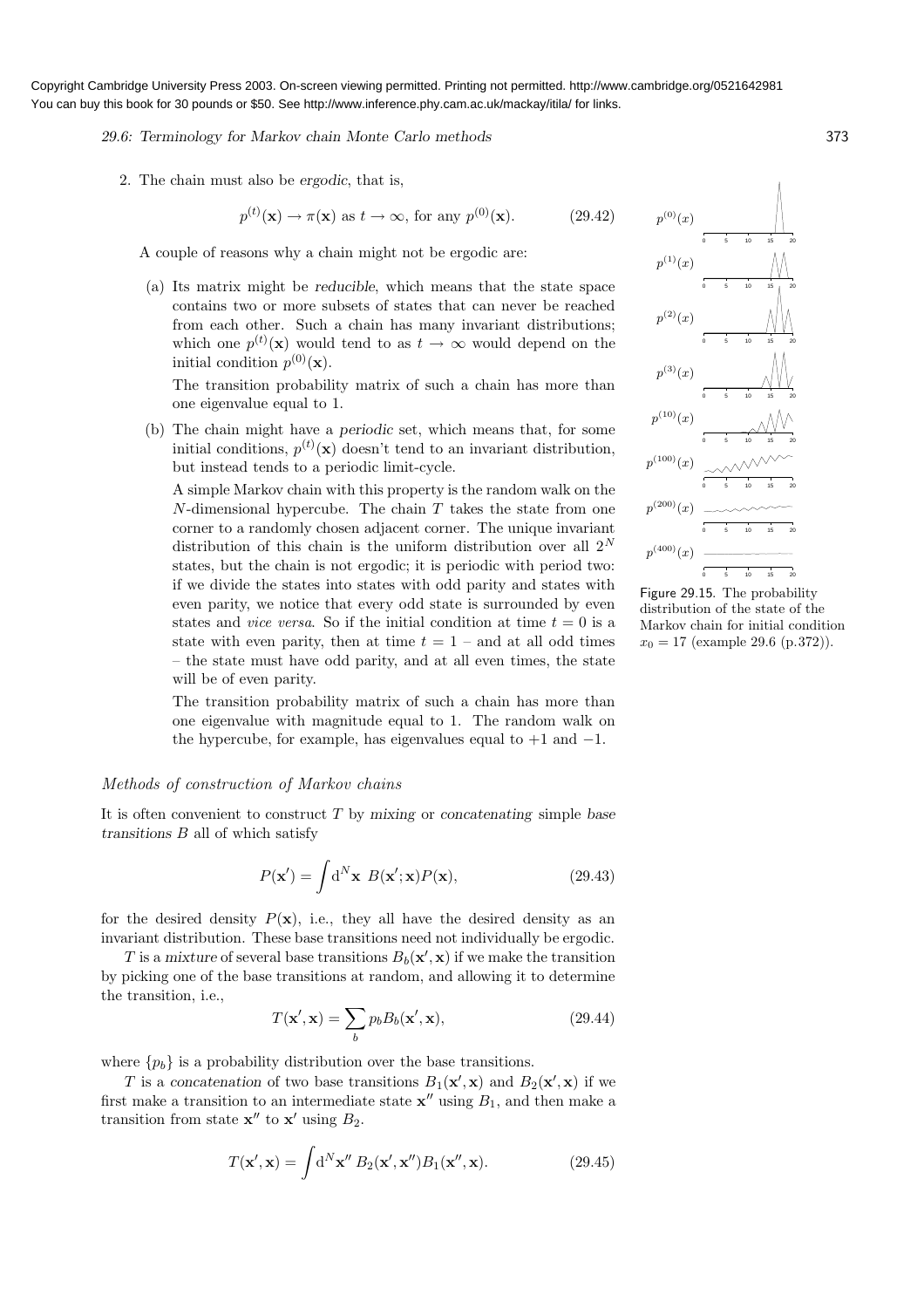2. The chain must also be *ergodic*, that is,

$$p^{(t)}(\mathbf{x}) \to \pi(\mathbf{x}) \text{ as } t \to \infty, \text{ for any } p^{(0)}(\mathbf{x}). \tag{29.42}$$

A couple of reasons why a chain might not be ergodic are:

(a) Its matrix might be *reducible*, which means that the state space contains two or more subsets of states that can never be reached from each other. Such a chain has many invariant distributions; which one $p^{(t)}(\mathbf{x})$ would tend to as $t \to \infty$ would depend on the initial condition $p^{(0)}(\mathbf{x})$.

The transition probability matrix of such a chain has more than one eigenvalue equal to 1.

(b) The chain might have a *periodic* set, which means that, for some initial conditions, $p^{(t)}(\mathbf{x})$ doesn't tend to an invariant distribution, but instead tends to a periodic limit-cycle.

A simple Markov chain with this property is the random walk on the $N$-dimensional hypercube. The chain $T$ takes the state from one corner to a randomly chosen adjacent corner. The unique invariant distribution of this chain is the uniform distribution over all $2^N$ states, but the chain is not ergodic; it is periodic with period two: if we divide the states into states with odd parity and states with even parity, we notice that every odd state is surrounded by even states and *vice versa*. So if the initial condition at time $t = 0$ is a state with even parity, then at time $t = 1$ – and at all odd times – the state must have odd parity, and at all even times, the state will be of even parity.

The transition probability matrix of such a chain has more than one eigenvalue with magnitude equal to 1. The random walk on the hypercube, for example, has eigenvalues equal to $+1$ and $-1$.

Figure 29.15. The probability distribution of the state of the Markov chain for initial condition $x_0 = 17$ (example 29.6 (p.372)).

### *Methods of construction of Markov chains*

It is often convenient to construct $T$ by *mixing* or *concatenating* simple *base transitions* $B$ all of which satisfy

$$P(\mathbf{x}') = \int \mathrm{d}^N\mathbf{x} \; B(\mathbf{x}';\mathbf{x})P(\mathbf{x}), \tag{29.43}$$

for the desired density $P(\mathbf{x})$, i.e., they all have the desired density as an invariant distribution. These base transitions need not individually be ergodic.

$T$ is a *mixture* of several base transitions $B_b(\mathbf{x}', \mathbf{x})$ if we make the transition by picking one of the base transitions at random, and allowing it to determine the transition, i.e.,

$$T(\mathbf{x}', \mathbf{x}) = \sum_b p_b B_b(\mathbf{x}', \mathbf{x}), \tag{29.44}$$

where $\{p_b\}$ is a probability distribution over the base transitions.

$T$ is a *concatenation* of two base transitions $B_1(\mathbf{x}', \mathbf{x})$ and $B_2(\mathbf{x}', \mathbf{x})$ if we first make a transition to an intermediate state $\mathbf{x}''$ using $B_1$, and then make a transition from state $\mathbf{x}''$ to $\mathbf{x}'$ using $B_2$.

$$T(\mathbf{x}', \mathbf{x}) = \int \mathrm{d}^N\mathbf{x}'' \, B_2(\mathbf{x}', \mathbf{x}'')B_1(\mathbf{x}'', \mathbf{x}). \tag{29.45}$$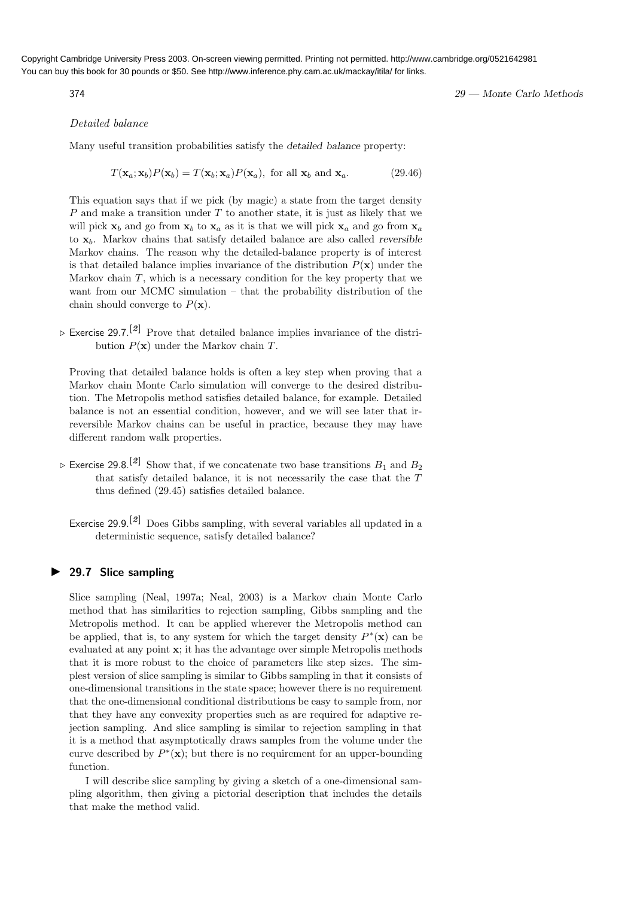*Detailed balance*

Many useful transition probabilities satisfy the *detailed balance* property:

$$T(\mathbf{x}_a; \mathbf{x}_b)P(\mathbf{x}_b) = T(\mathbf{x}_b; \mathbf{x}_a)P(\mathbf{x}_a), \text{ for all } \mathbf{x}_b \text{ and } \mathbf{x}_a. \tag{29.46}$$

This equation says that if we pick (by magic) a state from the target density $P$ and make a transition under $T$ to another state, it is just as likely that we will pick $\mathbf{x}_b$ and go from $\mathbf{x}_b$ to $\mathbf{x}_a$ as it is that we will pick $\mathbf{x}_a$ and go from $\mathbf{x}_a$ to $\mathbf{x}_b$. Markov chains that satisfy detailed balance are also called *reversible* Markov chains. The reason why the detailed-balance property is of interest is that detailed balance implies invariance of the distribution $P(\mathbf{x})$ under the Markov chain $T$, which is a necessary condition for the key property that we want from our MCMC simulation – that the probability distribution of the chain should converge to $P(\mathbf{x})$.

▷ Exercise 29.7.[2] Prove that detailed balance implies invariance of the distribution $P(\mathbf{x})$ under the Markov chain $T$.

Proving that detailed balance holds is often a key step when proving that a Markov chain Monte Carlo simulation will converge to the desired distribution. The Metropolis method satisfies detailed balance, for example. Detailed balance is not an essential condition, however, and we will see later that irreversible Markov chains can be useful in practice, because they may have different random walk properties.

▷ Exercise 29.8.[2] Show that, if we concatenate two base transitions $B_1$ and $B_2$ that satisfy detailed balance, it is not necessarily the case that the $T$ thus defined (29.45) satisfies detailed balance.

Exercise 29.9.[2] Does Gibbs sampling, with several variables all updated in a deterministic sequence, satisfy detailed balance?

## ▶ 29.7 Slice sampling

Slice sampling (Neal, 1997a; Neal, 2003) is a Markov chain Monte Carlo method that has similarities to rejection sampling, Gibbs sampling and the Metropolis method. It can be applied wherever the Metropolis method can be applied, that is, to any system for which the target density $P^*(\mathbf{x})$ can be evaluated at any point $\mathbf{x}$; it has the advantage over simple Metropolis methods that it is more robust to the choice of parameters like step sizes. The simplest version of slice sampling is similar to Gibbs sampling in that it consists of one-dimensional transitions in the state space; however there is no requirement that the one-dimensional conditional distributions be easy to sample from, nor that they have any convexity properties such as are required for adaptive rejection sampling. And slice sampling is similar to rejection sampling in that it is a method that asymptotically draws samples from the volume under the curve described by $P^*(\mathbf{x})$; but there is no requirement for an upper-bounding function.

I will describe slice sampling by giving a sketch of a one-dimensional sampling algorithm, then giving a pictorial description that includes the details that make the method valid.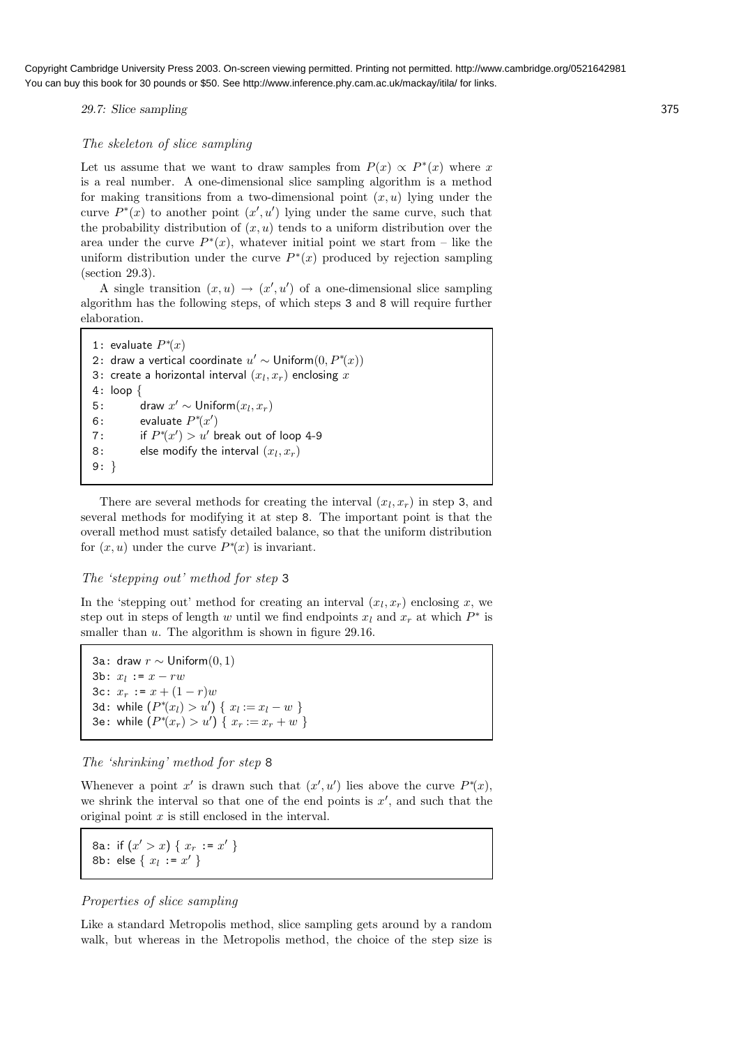### The skeleton of slice sampling

Let us assume that we want to draw samples from $P(x) \propto P^*(x)$ where $x$ is a real number. A one-dimensional slice sampling algorithm is a method for making transitions from a two-dimensional point $(x, u)$ lying under the curve $P^*(x)$ to another point $(x', u')$ lying under the same curve, such that the probability distribution of $(x, u)$ tends to a uniform distribution over the area under the curve $P^*(x)$, whatever initial point we start from – like the uniform distribution under the curve $P^*(x)$ produced by rejection sampling (section 29.3).

A single transition $(x, u) \rightarrow (x', u')$ of a one-dimensional slice sampling algorithm has the following steps, of which steps 3 and 8 will require further elaboration.

```
1: evaluate P*(x)
2: draw a vertical coordinate u' ~ Uniform(0, P*(x))
3: create a horizontal interval (x_l, x_r) enclosing x
4: loop {
5:     draw x' ~ Uniform(x_l, x_r)
6:     evaluate P*(x')
7:     if P*(x') > u' break out of loop 4-9
8:     else modify the interval (x_l, x_r)
9: }
```

There are several methods for creating the interval $(x_l, x_r)$ in step 3, and several methods for modifying it at step 8. The important point is that the overall method must satisfy detailed balance, so that the uniform distribution for $(x, u)$ under the curve $P^*(x)$ is invariant.

### The 'stepping out' method for step 3

In the 'stepping out' method for creating an interval $(x_l, x_r)$ enclosing $x$, we step out in steps of length $w$ until we find endpoints $x_l$ and $x_r$ at which $P^*$ is smaller than $u$. The algorithm is shown in figure 29.16.

```
3a: draw r ~ Uniform(0, 1)
3b: x_l := x - rw
3c: x_r := x + (1 - r)w
3d: while (P*(x_l) > u') { x_l := x_l - w }
3e: while (P*(x_r) > u') { x_r := x_r + w }
```

### The 'shrinking' method for step 8

Whenever a point $x'$ is drawn such that $(x', u')$ lies above the curve $P^*(x)$, we shrink the interval so that one of the end points is $x'$, and such that the original point $x$ is still enclosed in the interval.

```
8a: if (x' > x) { x_r := x' }
8b: else { x_l := x' }
```

### Properties of slice sampling

Like a standard Metropolis method, slice sampling gets around by a random walk, but whereas in the Metropolis method, the choice of the step size is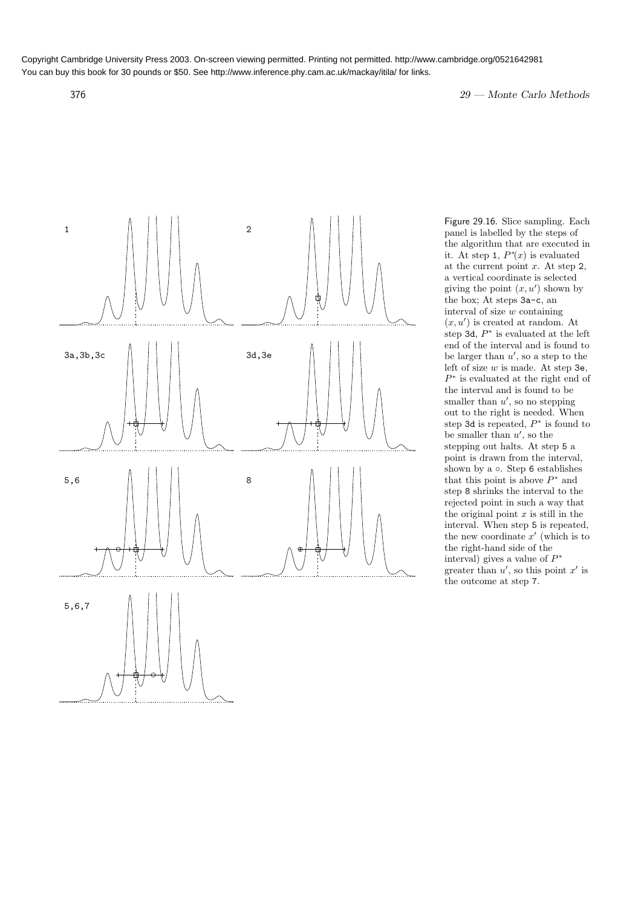Figure 29.16. Slice sampling. Each panel is labelled by the steps of the algorithm that are executed in it. At step 1, $P^*(x)$ is evaluated at the current point $x$. At step 2, a vertical coordinate is selected giving the point $(x, u')$ shown by the box; At steps 3a-c, an interval of size $w$ containing $(x, u')$ is created at random. At step 3d, $P^*$ is evaluated at the left end of the interval and is found to be larger than $u'$, so a step to the left of size $w$ is made. At step 3e, $P^*$ is evaluated at the right end of the interval and is found to be smaller than $u'$, so no stepping out to the right is needed. When step 3d is repeated, $P^*$ is found to be smaller than $u'$, so the stepping out halts. At step 5 a point is drawn from the interval, shown by a $\circ$. Step 6 establishes that this point is above $P^*$ and step 8 shrinks the interval to the rejected point in such a way that the original point $x$ is still in the interval. When step 5 is repeated, the new coordinate $x'$ (which is to the right-hand side of the interval) gives a value of $P^*$ greater than $u'$, so this point $x'$ is the outcome at step 7.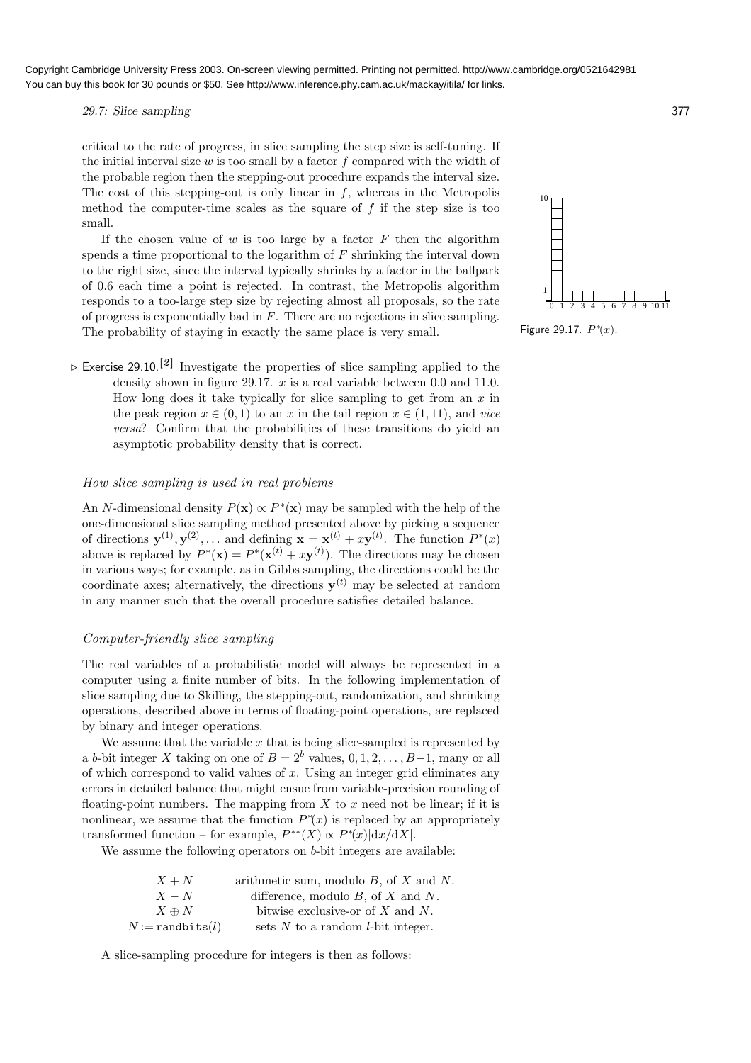Copyright Cambridge University Press 2003. On-screen viewing permitted. Printing not permitted. http://www.cambridge.org/0521642981
You can buy this book for 30 pounds or $50. See http://www.inference.phy.cam.ac.uk/mackay/itila/ for links.

critical to the rate of progress, in slice sampling the step size is self-tuning. If the initial interval size $w$ is too small by a factor $f$ compared with the width of the probable region then the stepping-out procedure expands the interval size. The cost of this stepping-out is only linear in $f$, whereas in the Metropolis method the computer-time scales as the square of $f$ if the step size is too small.

If the chosen value of $w$ is too large by a factor $F$ then the algorithm spends a time proportional to the logarithm of $F$ shrinking the interval down to the right size, since the interval typically shrinks by a factor in the ballpark of 0.6 each time a point is rejected. In contrast, the Metropolis algorithm responds to a too-large step size by rejecting almost all proposals, so the rate of progress is exponentially bad in $F$. There are no rejections in slice sampling. The probability of staying in exactly the same place is very small.

Figure 29.17. $P^*(x)$.

▷ Exercise 29.10.[2] Investigate the properties of slice sampling applied to the density shown in figure 29.17. $x$ is a real variable between 0.0 and 11.0. How long does it take typically for slice sampling to get from an $x$ in the peak region $x \in (0, 1)$ to an $x$ in the tail region $x \in (1, 11)$, and *vice versa*? Confirm that the probabilities of these transitions do yield an asymptotic probability density that is correct.

### *How slice sampling is used in real problems*

An $N$-dimensional density $P(\mathbf{x}) \propto P^*(\mathbf{x})$ may be sampled with the help of the one-dimensional slice sampling method presented above by picking a sequence of directions $\mathbf{y}^{(1)}, \mathbf{y}^{(2)}, \ldots$ and defining $\mathbf{x} = \mathbf{x}^{(t)} + x\mathbf{y}^{(t)}$. The function $P^*(x)$ above is replaced by $P^*(\mathbf{x}) = P^*(\mathbf{x}^{(t)} + x\mathbf{y}^{(t)})$. The directions may be chosen in various ways; for example, as in Gibbs sampling, the directions could be the coordinate axes; alternatively, the directions $\mathbf{y}^{(t)}$ may be selected at random in any manner such that the overall procedure satisfies detailed balance.

### *Computer-friendly slice sampling*

The real variables of a probabilistic model will always be represented in a computer using a finite number of bits. In the following implementation of slice sampling due to Skilling, the stepping-out, randomization, and shrinking operations, described above in terms of floating-point operations, are replaced by binary and integer operations.

We assume that the variable $x$ that is being slice-sampled is represented by a $b$-bit integer $X$ taking on one of $B = 2^b$ values, $0, 1, 2, \ldots, B-1$, many or all of which correspond to valid values of $x$. Using an integer grid eliminates any errors in detailed balance that might ensue from variable-precision rounding of floating-point numbers. The mapping from $X$ to $x$ need not be linear; if it is nonlinear, we assume that the function $P^*(x)$ is replaced by an appropriately transformed function – for example, $P^{**}(X) \propto P^*(x)|\mathrm{d}x/\mathrm{d}X|$.

We assume the following operators on $b$-bit integers are available:

| | |
|---|---|
| $X + N$ | arithmetic sum, modulo $B$, of $X$ and $N$. |
| $X - N$ | difference, modulo $B$, of $X$ and $N$. |
| $X \oplus N$ | bitwise exclusive-or of $X$ and $N$. |
| $N := \mathtt{randbits}(l)$ | sets $N$ to a random $l$-bit integer. |

A slice-sampling procedure for integers is then as follows: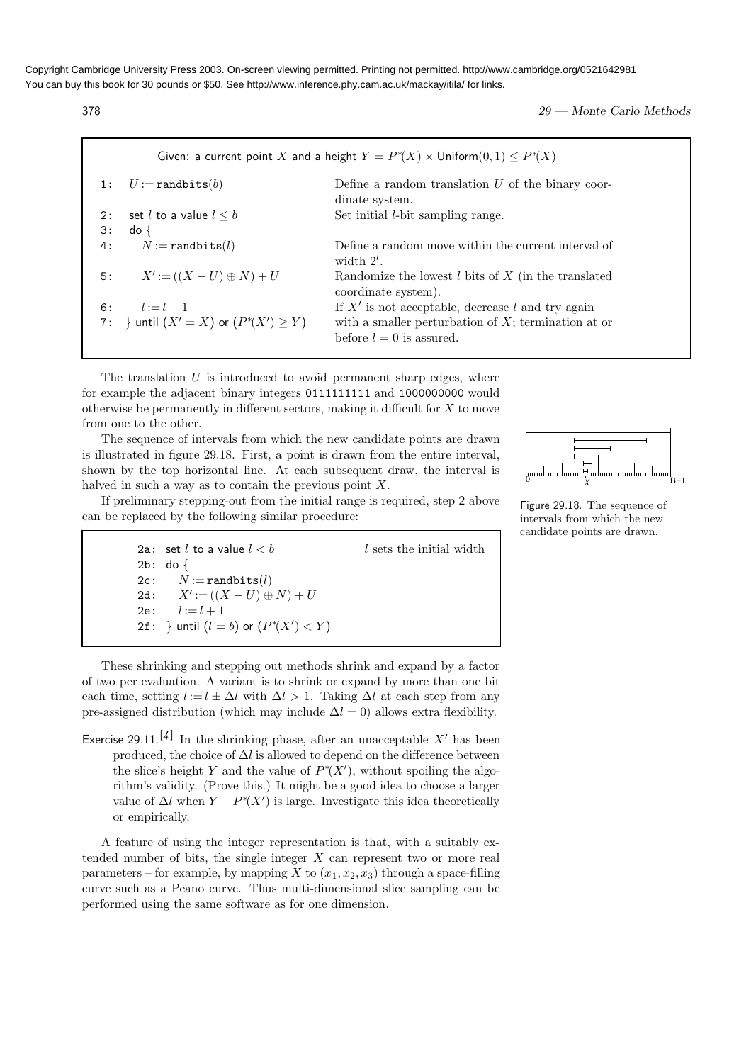Copyright Cambridge University Press 2003. On-screen viewing permitted. Printing not permitted. http://www.cambridge.org/0521642981
You can buy this book for 30 pounds or $50. See http://www.inference.phy.cam.ac.uk/mackay/itila/ for links.

Given: a current point $X$ and a height $Y = P^*(X) \times \text{Uniform}(0,1) \leq P^*(X)$

| | | |
|---|---|---|
| 1: | $U := \texttt{randbits}(b)$ | Define a random translation $U$ of the binary coordinate system. |
| 2: | set $l$ to a value $l \leq b$ | Set initial $l$-bit sampling range. |
| 3: | do { | |
| 4: | $N := \texttt{randbits}(l)$ | Define a random move within the current interval of width $2^l$. |
| 5: | $X' := ((X - U) \oplus N) + U$ | Randomize the lowest $l$ bits of $X$ (in the translated coordinate system). |
| 6: | $l := l - 1$ | If $X'$ is not acceptable, decrease $l$ and try again |
| 7: | } until $(X' = X)$ or $(P^*(X') \geq Y)$ | with a smaller perturbation of $X$; termination at or before $l = 0$ is assured. |

The translation $U$ is introduced to avoid permanent sharp edges, where for example the adjacent binary integers 0111111111 and 1000000000 would otherwise be permanently in different sectors, making it difficult for $X$ to move from one to the other.

The sequence of intervals from which the new candidate points are drawn is illustrated in figure 29.18. First, a point is drawn from the entire interval, shown by the top horizontal line. At each subsequent draw, the interval is halved in such a way as to contain the previous point $X$.

Figure 29.18. The sequence of intervals from which the new candidate points are drawn.

If preliminary stepping-out from the initial range is required, step 2 above can be replaced by the following similar procedure:

| | | |
|---|---|---|
| 2a: | set $l$ to a value $l < b$ | $l$ sets the initial width |
| 2b: | do { | |
| 2c: | $N := \texttt{randbits}(l)$ | |
| 2d: | $X' := ((X - U) \oplus N) + U$ | |
| 2e: | $l := l + 1$ | |
| 2f: | } until $(l = b)$ or $(P^*(X') < Y)$ | |

These shrinking and stepping out methods shrink and expand by a factor of two per evaluation. A variant is to shrink or expand by more than one bit each time, setting $l := l \pm \Delta l$ with $\Delta l > 1$. Taking $\Delta l$ at each step from any pre-assigned distribution (which may include $\Delta l = 0$) allows extra flexibility.

**Exercise 29.11.**[4] In the shrinking phase, after an unacceptable $X'$ has been produced, the choice of $\Delta l$ is allowed to depend on the difference between the slice's height $Y$ and the value of $P^*(X')$, without spoiling the algorithm's validity. (Prove this.) It might be a good idea to choose a larger value of $\Delta l$ when $Y - P^*(X')$ is large. Investigate this idea theoretically or empirically.

A feature of using the integer representation is that, with a suitably extended number of bits, the single integer $X$ can represent two or more real parameters – for example, by mapping $X$ to $(x_1, x_2, x_3)$ through a space-filling curve such as a Peano curve. Thus multi-dimensional slice sampling can be performed using the same software as for one dimension.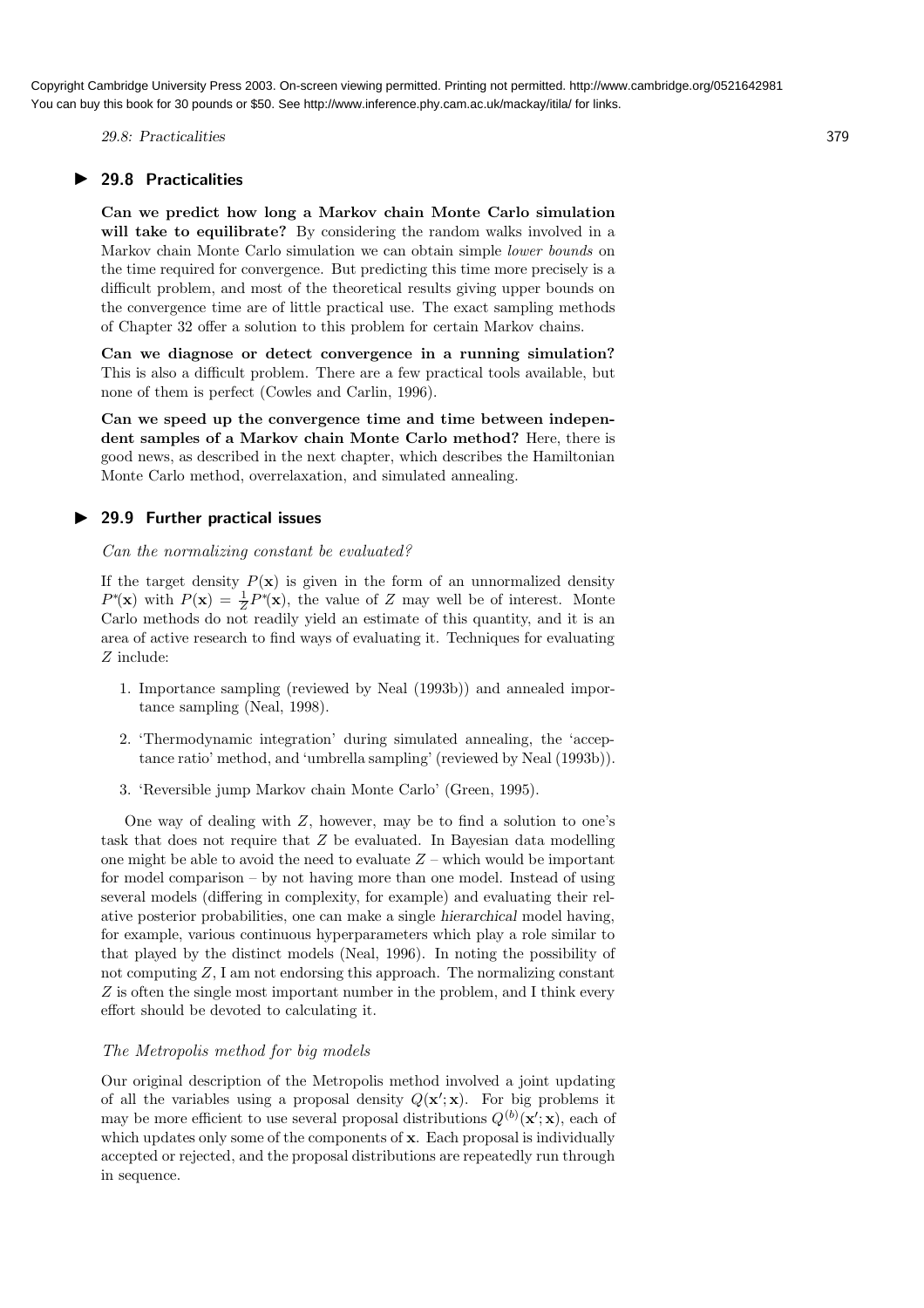## ▶ 29.8 Practicalities

**Can we predict how long a Markov chain Monte Carlo simulation will take to equilibrate?** By considering the random walks involved in a Markov chain Monte Carlo simulation we can obtain simple *lower bounds* on the time required for convergence. But predicting this time more precisely is a difficult problem, and most of the theoretical results giving upper bounds on the convergence time are of little practical use. The exact sampling methods of Chapter 32 offer a solution to this problem for certain Markov chains.

**Can we diagnose or detect convergence in a running simulation?** This is also a difficult problem. There are a few practical tools available, but none of them is perfect (Cowles and Carlin, 1996).

**Can we speed up the convergence time and time between independent samples of a Markov chain Monte Carlo method?** Here, there is good news, as described in the next chapter, which describes the Hamiltonian Monte Carlo method, overrelaxation, and simulated annealing.

## ▶ 29.9 Further practical issues

*Can the normalizing constant be evaluated?*

If the target density $P(\mathbf{x})$ is given in the form of an unnormalized density $P^*(\mathbf{x})$ with $P(\mathbf{x}) = \frac{1}{Z}P^*(\mathbf{x})$, the value of $Z$ may well be of interest. Monte Carlo methods do not readily yield an estimate of this quantity, and it is an area of active research to find ways of evaluating it. Techniques for evaluating $Z$ include:

1. Importance sampling (reviewed by Neal (1993b)) and annealed importance sampling (Neal, 1998).
2. 'Thermodynamic integration' during simulated annealing, the 'acceptance ratio' method, and 'umbrella sampling' (reviewed by Neal (1993b)).
3. 'Reversible jump Markov chain Monte Carlo' (Green, 1995).

One way of dealing with $Z$, however, may be to find a solution to one's task that does not require that $Z$ be evaluated. In Bayesian data modelling one might be able to avoid the need to evaluate $Z$ – which would be important for model comparison – by not having more than one model. Instead of using several models (differing in complexity, for example) and evaluating their relative posterior probabilities, one can make a single *hierarchical* model having, for example, various continuous hyperparameters which play a role similar to that played by the distinct models (Neal, 1996). In noting the possibility of not computing $Z$, I am not endorsing this approach. The normalizing constant $Z$ is often the single most important number in the problem, and I think every effort should be devoted to calculating it.

*The Metropolis method for big models*

Our original description of the Metropolis method involved a joint updating of all the variables using a proposal density $Q(\mathbf{x}'; \mathbf{x})$. For big problems it may be more efficient to use several proposal distributions $Q^{(b)}(\mathbf{x}'; \mathbf{x})$, each of which updates only some of the components of $\mathbf{x}$. Each proposal is individually accepted or rejected, and the proposal distributions are repeatedly run through in sequence.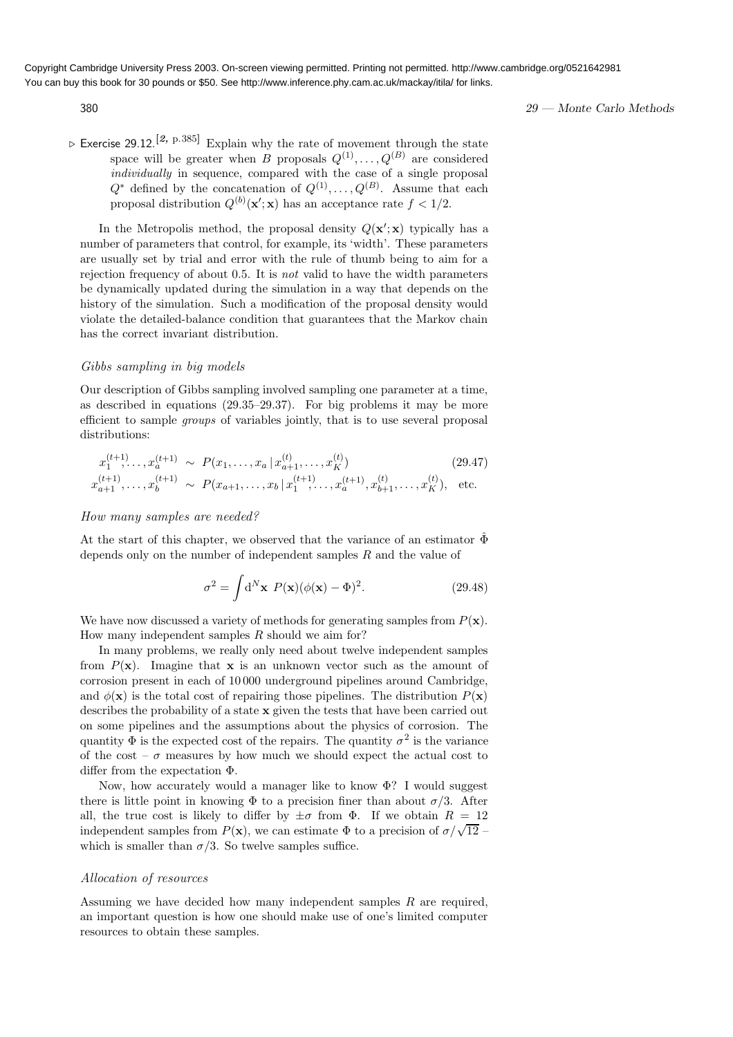▷ Exercise 29.12.[2, p.385] Explain why the rate of movement through the state space will be greater when $B$ proposals $Q^{(1)}, \ldots, Q^{(B)}$ are considered *individually* in sequence, compared with the case of a single proposal $Q^*$ defined by the concatenation of $Q^{(1)}, \ldots, Q^{(B)}$. Assume that each proposal distribution $Q^{(b)}(\mathbf{x}'; \mathbf{x})$ has an acceptance rate $f < 1/2$.

In the Metropolis method, the proposal density $Q(\mathbf{x}'; \mathbf{x})$ typically has a number of parameters that control, for example, its 'width'. These parameters are usually set by trial and error with the rule of thumb being to aim for a rejection frequency of about 0.5. It is *not* valid to have the width parameters be dynamically updated during the simulation in a way that depends on the history of the simulation. Such a modification of the proposal density would violate the detailed-balance condition that guarantees that the Markov chain has the correct invariant distribution.

### *Gibbs sampling in big models*

Our description of Gibbs sampling involved sampling one parameter at a time, as described in equations (29.35–29.37). For big problems it may be more efficient to sample *groups* of variables jointly, that is to use several proposal distributions:

$$
\begin{aligned}
x_1^{(t+1)}, \ldots, x_a^{(t+1)} &\sim P(x_1, \ldots, x_a \,|\, x_{a+1}^{(t)}, \ldots, x_K^{(t)}) \qquad (29.47)\\
x_{a+1}^{(t+1)}, \ldots, x_b^{(t+1)} &\sim P(x_{a+1}, \ldots, x_b \,|\, x_1^{(t+1)}, \ldots, x_a^{(t+1)}, x_{b+1}^{(t)}, \ldots, x_K^{(t)}), \quad \text{etc.}
\end{aligned}
$$

### *How many samples are needed?*

At the start of this chapter, we observed that the variance of an estimator $\hat{\Phi}$ depends only on the number of independent samples $R$ and the value of

$$
\sigma^2 = \int \mathrm{d}^N \mathbf{x} \; P(\mathbf{x})(\phi(\mathbf{x}) - \Phi)^2. \qquad (29.48)
$$

We have now discussed a variety of methods for generating samples from $P(\mathbf{x})$. How many independent samples $R$ should we aim for?

In many problems, we really only need about twelve independent samples from $P(\mathbf{x})$. Imagine that $\mathbf{x}$ is an unknown vector such as the amount of corrosion present in each of 10 000 underground pipelines around Cambridge, and $\phi(\mathbf{x})$ is the total cost of repairing those pipelines. The distribution $P(\mathbf{x})$ describes the probability of a state $\mathbf{x}$ given the tests that have been carried out on some pipelines and the assumptions about the physics of corrosion. The quantity $\Phi$ is the expected cost of the repairs. The quantity $\sigma^2$ is the variance of the cost – $\sigma$ measures by how much we should expect the actual cost to differ from the expectation $\Phi$.

Now, how accurately would a manager like to know $\Phi$? I would suggest there is little point in knowing $\Phi$ to a precision finer than about $\sigma/3$. After all, the true cost is likely to differ by $\pm\sigma$ from $\Phi$. If we obtain $R = 12$ independent samples from $P(\mathbf{x})$, we can estimate $\Phi$ to a precision of $\sigma/\sqrt{12}$ – which is smaller than $\sigma/3$. So twelve samples suffice.

### *Allocation of resources*

Assuming we have decided how many independent samples $R$ are required, an important question is how one should make use of one's limited computer resources to obtain these samples.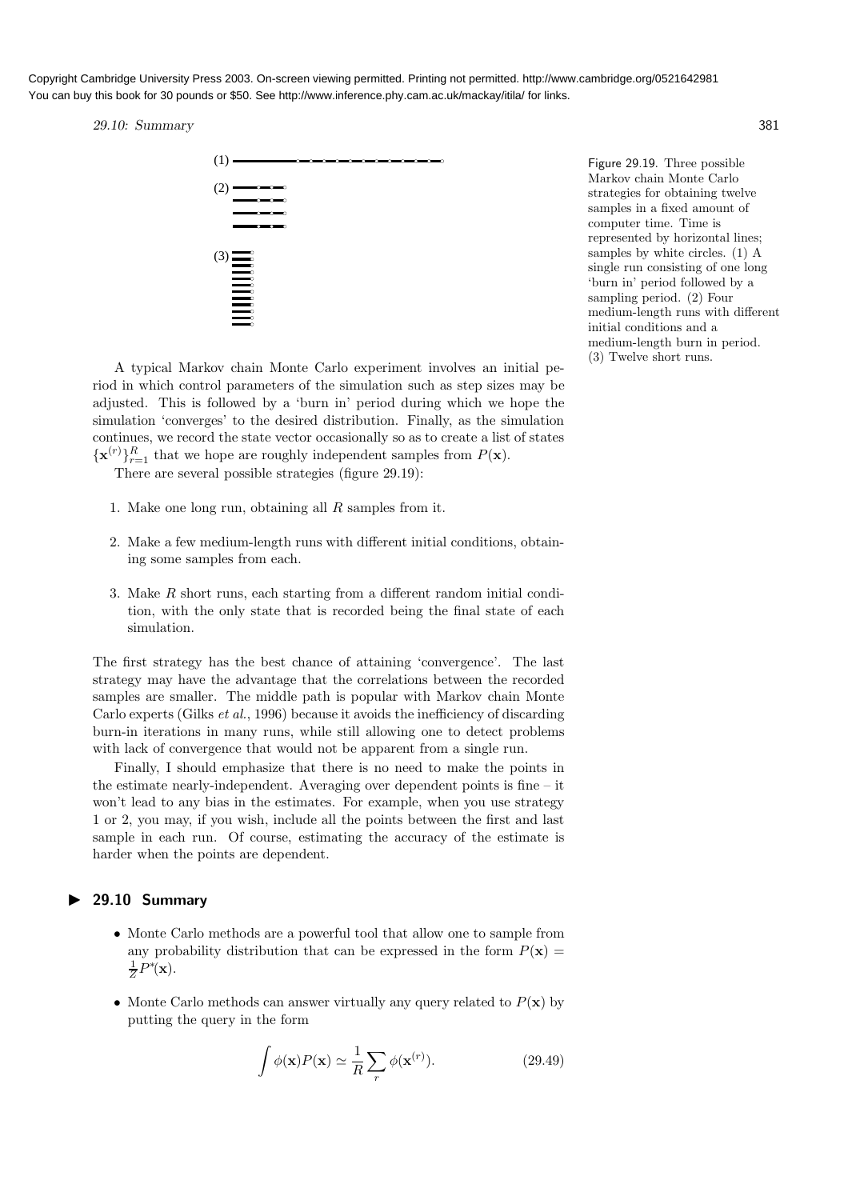Figure 29.19. Three possible Markov chain Monte Carlo strategies for obtaining twelve samples in a fixed amount of computer time. Time is represented by horizontal lines; samples by white circles. (1) A single run consisting of one long 'burn in' period followed by a sampling period. (2) Four medium-length runs with different initial conditions and a medium-length burn in period. (3) Twelve short runs.

A typical Markov chain Monte Carlo experiment involves an initial period in which control parameters of the simulation such as step sizes may be adjusted. This is followed by a 'burn in' period during which we hope the simulation 'converges' to the desired distribution. Finally, as the simulation continues, we record the state vector occasionally so as to create a list of states $\{\mathbf{x}^{(r)}\}_{r=1}^{R}$ that we hope are roughly independent samples from $P(\mathbf{x})$.

There are several possible strategies (figure 29.19):

1. Make one long run, obtaining all $R$ samples from it.

2. Make a few medium-length runs with different initial conditions, obtaining some samples from each.

3. Make $R$ short runs, each starting from a different random initial condition, with the only state that is recorded being the final state of each simulation.

The first strategy has the best chance of attaining 'convergence'. The last strategy may have the advantage that the correlations between the recorded samples are smaller. The middle path is popular with Markov chain Monte Carlo experts (Gilks *et al.*, 1996) because it avoids the inefficiency of discarding burn-in iterations in many runs, while still allowing one to detect problems with lack of convergence that would not be apparent from a single run.

Finally, I should emphasize that there is no need to make the points in the estimate nearly-independent. Averaging over dependent points is fine – it won't lead to any bias in the estimates. For example, when you use strategy 1 or 2, you may, if you wish, include all the points between the first and last sample in each run. Of course, estimating the accuracy of the estimate is harder when the points are dependent.

## ▶ 29.10 Summary

- Monte Carlo methods are a powerful tool that allow one to sample from any probability distribution that can be expressed in the form $P(\mathbf{x}) = \frac{1}{Z}P^*(\mathbf{x})$.

- Monte Carlo methods can answer virtually any query related to $P(\mathbf{x})$ by putting the query in the form

$$\int \phi(\mathbf{x})P(\mathbf{x}) \simeq \frac{1}{R}\sum_{r} \phi(\mathbf{x}^{(r)}). \tag{29.49}$$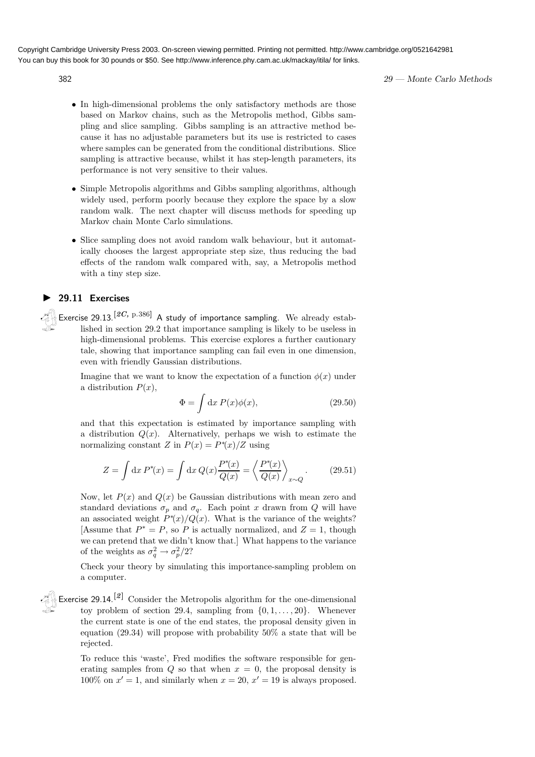- In high-dimensional problems the only satisfactory methods are those based on Markov chains, such as the Metropolis method, Gibbs sampling and slice sampling. Gibbs sampling is an attractive method because it has no adjustable parameters but its use is restricted to cases where samples can be generated from the conditional distributions. Slice sampling is attractive because, whilst it has step-length parameters, its performance is not very sensitive to their values.

- Simple Metropolis algorithms and Gibbs sampling algorithms, although widely used, perform poorly because they explore the space by a slow random walk. The next chapter will discuss methods for speeding up Markov chain Monte Carlo simulations.

- Slice sampling does not avoid random walk behaviour, but it automatically chooses the largest appropriate step size, thus reducing the bad effects of the random walk compared with, say, a Metropolis method with a tiny step size.

## ▶ 29.11 Exercises

Exercise 29.13.[*2C*, p.386] A study of importance sampling. We already established in section 29.2 that importance sampling is likely to be useless in high-dimensional problems. This exercise explores a further cautionary tale, showing that importance sampling can fail even in one dimension, even with friendly Gaussian distributions.

Imagine that we want to know the expectation of a function $\phi(x)$ under a distribution $P(x)$,

$$\Phi = \int \mathrm{d}x\, P(x)\phi(x), \tag{29.50}$$

and that this expectation is estimated by importance sampling with a distribution $Q(x)$. Alternatively, perhaps we wish to estimate the normalizing constant $Z$ in $P(x) = P^*(x)/Z$ using

$$Z = \int \mathrm{d}x\, P^*(x) = \int \mathrm{d}x\, Q(x)\frac{P^*(x)}{Q(x)} = \left\langle \frac{P^*(x)}{Q(x)} \right\rangle_{x\sim Q}. \tag{29.51}$$

Now, let $P(x)$ and $Q(x)$ be Gaussian distributions with mean zero and standard deviations $\sigma_p$ and $\sigma_q$. Each point $x$ drawn from $Q$ will have an associated weight $P^*(x)/Q(x)$. What is the variance of the weights? [Assume that $P^* = P$, so $P$ is actually normalized, and $Z = 1$, though we can pretend that we didn't know that.] What happens to the variance of the weights as $\sigma_q^2 \to \sigma_p^2/2$?

Check your theory by simulating this importance-sampling problem on a computer.

Exercise 29.14.[*2*] Consider the Metropolis algorithm for the one-dimensional toy problem of section 29.4, sampling from $\{0, 1, \ldots, 20\}$. Whenever the current state is one of the end states, the proposal density given in equation (29.34) will propose with probability 50% a state that will be rejected.

To reduce this 'waste', Fred modifies the software responsible for generating samples from $Q$ so that when $x = 0$, the proposal density is 100% on $x' = 1$, and similarly when $x = 20$, $x' = 19$ is always proposed.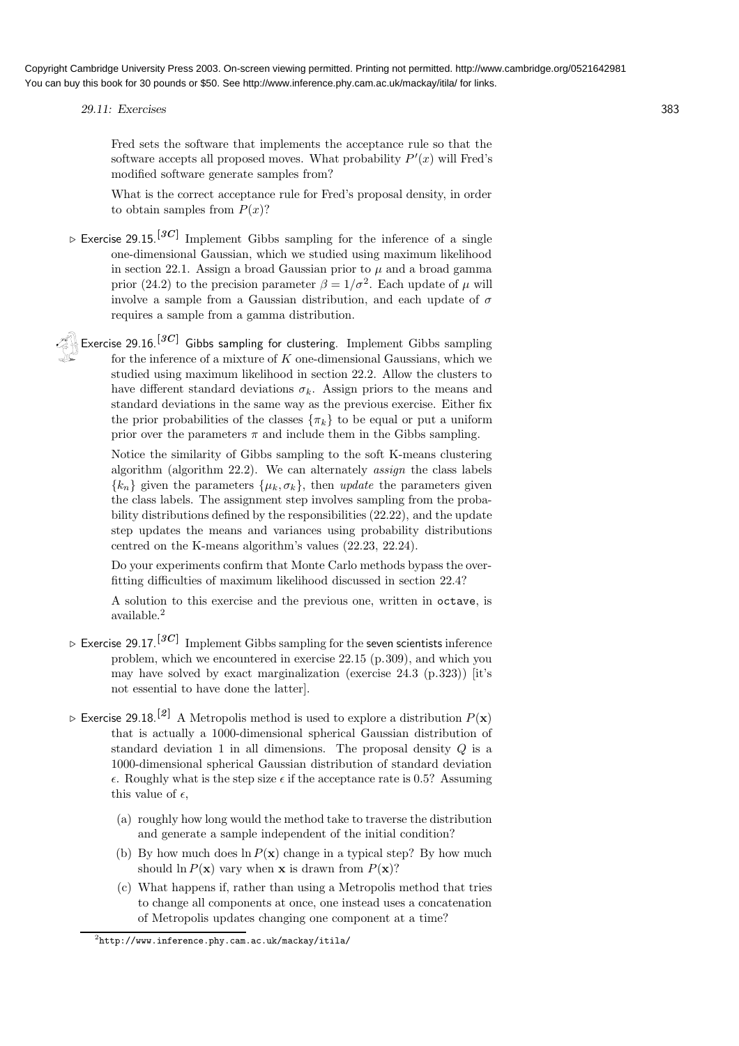Fred sets the software that implements the acceptance rule so that the software accepts all proposed moves. What probability $P'(x)$ will Fred's modified software generate samples from?

What is the correct acceptance rule for Fred's proposal density, in order to obtain samples from $P(x)$?

▷ **Exercise 29.15.**[3C] Implement Gibbs sampling for the inference of a single one-dimensional Gaussian, which we studied using maximum likelihood in section 22.1. Assign a broad Gaussian prior to $\mu$ and a broad gamma prior (24.2) to the precision parameter $\beta = 1/\sigma^2$. Each update of $\mu$ will involve a sample from a Gaussian distribution, and each update of $\sigma$ requires a sample from a gamma distribution.

**Exercise 29.16.**[3C] Gibbs sampling for clustering. Implement Gibbs sampling for the inference of a mixture of $K$ one-dimensional Gaussians, which we studied using maximum likelihood in section 22.2. Allow the clusters to have different standard deviations $\sigma_k$. Assign priors to the means and standard deviations in the same way as the previous exercise. Either fix the prior probabilities of the classes $\{\pi_k\}$ to be equal or put a uniform prior over the parameters $\pi$ and include them in the Gibbs sampling.

Notice the similarity of Gibbs sampling to the soft K-means clustering algorithm (algorithm 22.2). We can alternately *assign* the class labels $\{k_n\}$ given the parameters $\{\mu_k, \sigma_k\}$, then *update* the parameters given the class labels. The assignment step involves sampling from the probability distributions defined by the responsibilities (22.22), and the update step updates the means and variances using probability distributions centred on the K-means algorithm's values (22.23, 22.24).

Do your experiments confirm that Monte Carlo methods bypass the overfitting difficulties of maximum likelihood discussed in section 22.4?

A solution to this exercise and the previous one, written in `octave`, is available.[2]

▷ **Exercise 29.17.**[3C] Implement Gibbs sampling for the seven scientists inference problem, which we encountered in exercise 22.15 (p.309), and which you may have solved by exact marginalization (exercise 24.3 (p.323)) [it's not essential to have done the latter].

▷ **Exercise 29.18.**[2] A Metropolis method is used to explore a distribution $P(\mathbf{x})$ that is actually a 1000-dimensional spherical Gaussian distribution of standard deviation 1 in all dimensions. The proposal density $Q$ is a 1000-dimensional spherical Gaussian distribution of standard deviation $\epsilon$. Roughly what is the step size $\epsilon$ if the acceptance rate is 0.5? Assuming this value of $\epsilon$,

(a) roughly how long would the method take to traverse the distribution and generate a sample independent of the initial condition?

(b) By how much does $\ln P(\mathbf{x})$ change in a typical step? By how much should $\ln P(\mathbf{x})$ vary when $\mathbf{x}$ is drawn from $P(\mathbf{x})$?

(c) What happens if, rather than using a Metropolis method that tries to change all components at once, one instead uses a concatenation of Metropolis updates changing one component at a time?

[2] `http://www.inference.phy.cam.ac.uk/mackay/itila/`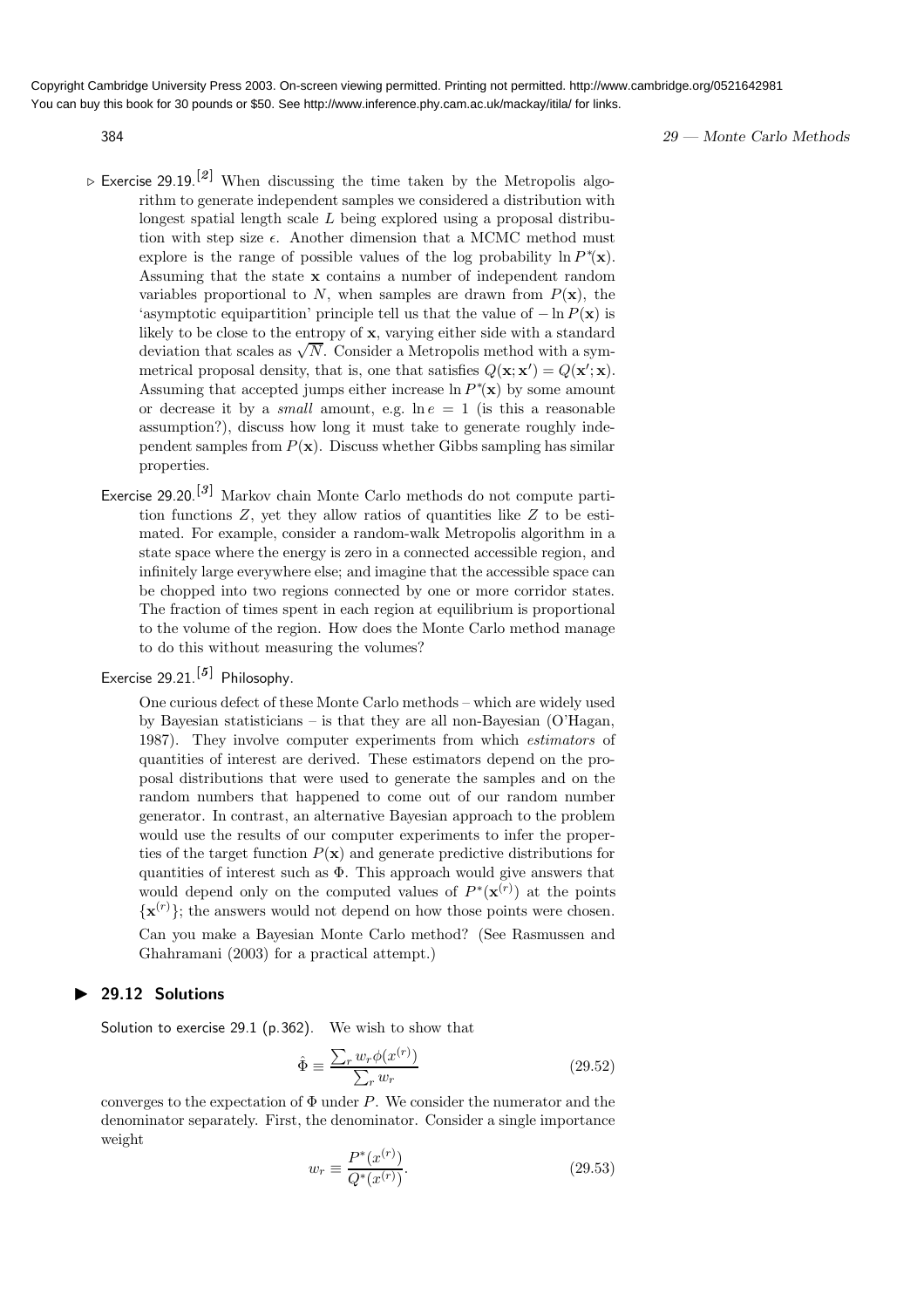▷ Exercise 29.19.[2] When discussing the time taken by the Metropolis algorithm to generate independent samples we considered a distribution with longest spatial length scale $L$ being explored using a proposal distribution with step size $\epsilon$. Another dimension that a MCMC method must explore is the range of possible values of the log probability $\ln P^*(\mathbf{x})$. Assuming that the state $\mathbf{x}$ contains a number of independent random variables proportional to $N$, when samples are drawn from $P(\mathbf{x})$, the 'asymptotic equipartition' principle tell us that the value of $-\ln P(\mathbf{x})$ is likely to be close to the entropy of $\mathbf{x}$, varying either side with a standard deviation that scales as $\sqrt{N}$. Consider a Metropolis method with a symmetrical proposal density, that is, one that satisfies $Q(\mathbf{x}; \mathbf{x}') = Q(\mathbf{x}'; \mathbf{x})$. Assuming that accepted jumps either increase $\ln P^*(\mathbf{x})$ by some amount or decrease it by a *small* amount, e.g. $\ln e = 1$ (is this a reasonable assumption?), discuss how long it must take to generate roughly independent samples from $P(\mathbf{x})$. Discuss whether Gibbs sampling has similar properties.

Exercise 29.20.[3] Markov chain Monte Carlo methods do not compute partition functions $Z$, yet they allow ratios of quantities like $Z$ to be estimated. For example, consider a random-walk Metropolis algorithm in a state space where the energy is zero in a connected accessible region, and infinitely large everywhere else; and imagine that the accessible space can be chopped into two regions connected by one or more corridor states. The fraction of times spent in each region at equilibrium is proportional to the volume of the region. How does the Monte Carlo method manage to do this without measuring the volumes?

Exercise 29.21.[5] Philosophy.

One curious defect of these Monte Carlo methods – which are widely used by Bayesian statisticians – is that they are all non-Bayesian (O'Hagan, 1987). They involve computer experiments from which *estimators* of quantities of interest are derived. These estimators depend on the proposal distributions that were used to generate the samples and on the random numbers that happened to come out of our random number generator. In contrast, an alternative Bayesian approach to the problem would use the results of our computer experiments to infer the properties of the target function $P(\mathbf{x})$ and generate predictive distributions for quantities of interest such as $\Phi$. This approach would give answers that would depend only on the computed values of $P^*(\mathbf{x}^{(r)})$ at the points $\{\mathbf{x}^{(r)}\}$; the answers would not depend on how those points were chosen.

Can you make a Bayesian Monte Carlo method? (See Rasmussen and Ghahramani (2003) for a practical attempt.)

## 29.12 Solutions

Solution to exercise 29.1 (p.362). We wish to show that

$$\hat{\Phi} \equiv \frac{\sum_r w_r \phi(x^{(r)})}{\sum_r w_r} \tag{29.52}$$

converges to the expectation of $\Phi$ under $P$. We consider the numerator and the denominator separately. First, the denominator. Consider a single importance weight

$$w_r \equiv \frac{P^*(x^{(r)})}{Q^*(x^{(r)})}. \tag{29.53}$$